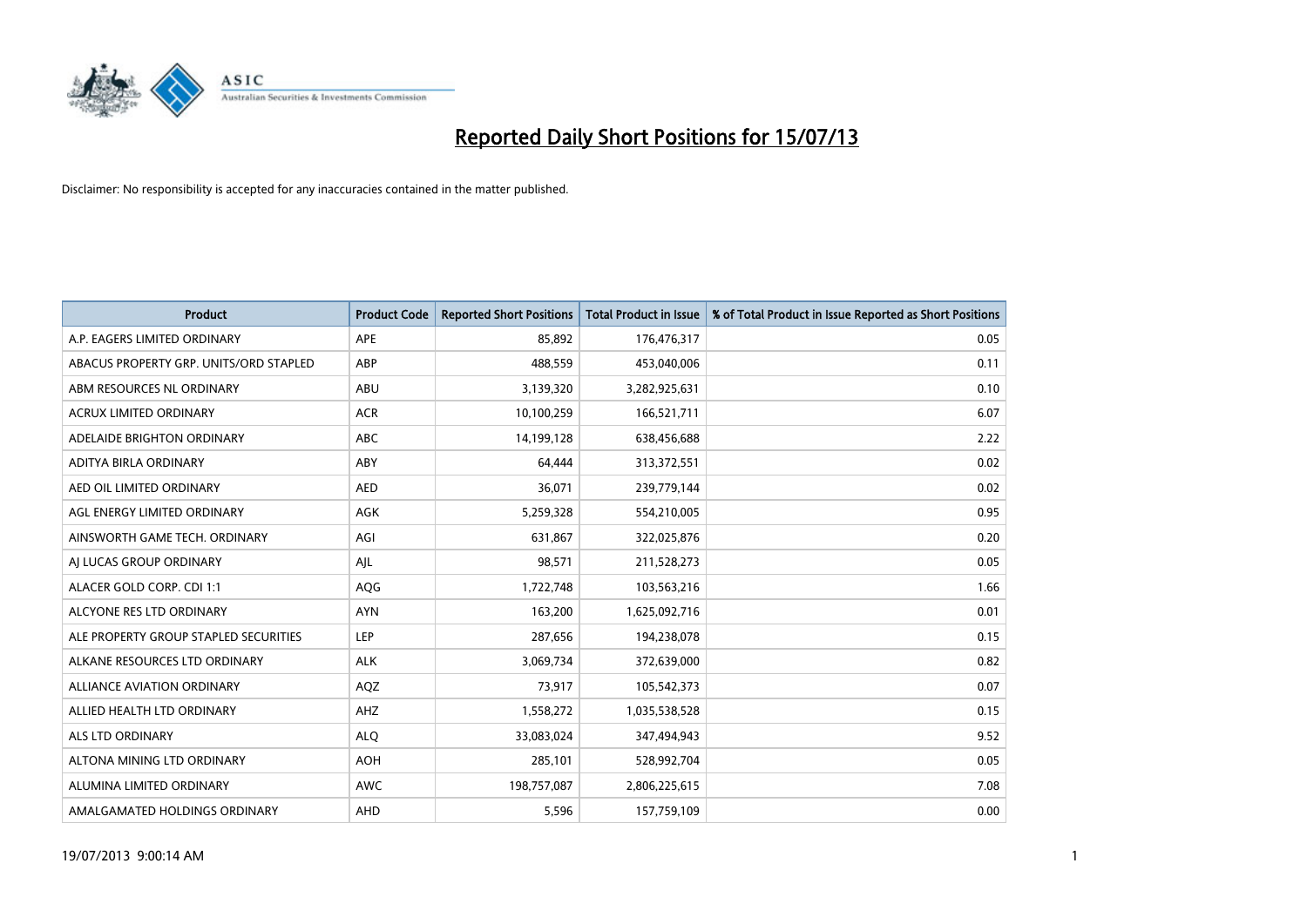# Reported Daily Short Positions for 15/07/13

Disclaimer: No responsibility is accepted for any inaccuracies contained in the matter published.

| Product | Product Code | Reported Short Positions | Total Product in Issue | % of Total Product in Issue Reported as Short Positions |
|---|---|---|---|---|
| A.P. EAGERS LIMITED ORDINARY | APE | 85,892 | 176,476,317 | 0.05 |
| ABACUS PROPERTY GRP. UNITS/ORD STAPLED | ABP | 488,559 | 453,040,006 | 0.11 |
| ABM RESOURCES NL ORDINARY | ABU | 3,139,320 | 3,282,925,631 | 0.10 |
| ACRUX LIMITED ORDINARY | ACR | 10,100,259 | 166,521,711 | 6.07 |
| ADELAIDE BRIGHTON ORDINARY | ABC | 14,199,128 | 638,456,688 | 2.22 |
| ADITYA BIRLA ORDINARY | ABY | 64,444 | 313,372,551 | 0.02 |
| AED OIL LIMITED ORDINARY | AED | 36,071 | 239,779,144 | 0.02 |
| AGL ENERGY LIMITED ORDINARY | AGK | 5,259,328 | 554,210,005 | 0.95 |
| AINSWORTH GAME TECH. ORDINARY | AGI | 631,867 | 322,025,876 | 0.20 |
| AJ LUCAS GROUP ORDINARY | AJL | 98,571 | 211,528,273 | 0.05 |
| ALACER GOLD CORP. CDI 1:1 | AQG | 1,722,748 | 103,563,216 | 1.66 |
| ALCYONE RES LTD ORDINARY | AYN | 163,200 | 1,625,092,716 | 0.01 |
| ALE PROPERTY GROUP STAPLED SECURITIES | LEP | 287,656 | 194,238,078 | 0.15 |
| ALKANE RESOURCES LTD ORDINARY | ALK | 3,069,734 | 372,639,000 | 0.82 |
| ALLIANCE AVIATION ORDINARY | AQZ | 73,917 | 105,542,373 | 0.07 |
| ALLIED HEALTH LTD ORDINARY | AHZ | 1,558,272 | 1,035,538,528 | 0.15 |
| ALS LTD ORDINARY | ALQ | 33,083,024 | 347,494,943 | 9.52 |
| ALTONA MINING LTD ORDINARY | AOH | 285,101 | 528,992,704 | 0.05 |
| ALUMINA LIMITED ORDINARY | AWC | 198,757,087 | 2,806,225,615 | 7.08 |
| AMALGAMATED HOLDINGS ORDINARY | AHD | 5,596 | 157,759,109 | 0.00 |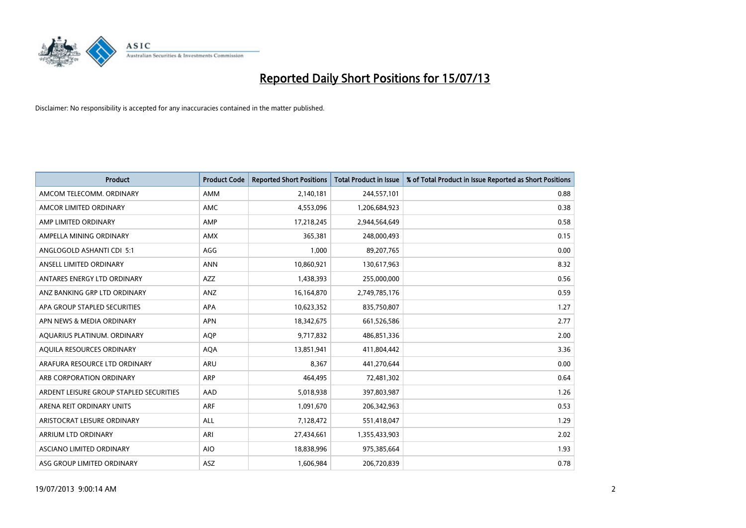# Reported Daily Short Positions for 15/07/13

Disclaimer: No responsibility is accepted for any inaccuracies contained in the matter published.

| Product | Product Code | Reported Short Positions | Total Product in Issue | % of Total Product in Issue Reported as Short Positions |
|---|---|---|---|---|
| AMCOM TELECOMM. ORDINARY | AMM | 2,140,181 | 244,557,101 | 0.88 |
| AMCOR LIMITED ORDINARY | AMC | 4,553,096 | 1,206,684,923 | 0.38 |
| AMP LIMITED ORDINARY | AMP | 17,218,245 | 2,944,564,649 | 0.58 |
| AMPELLA MINING ORDINARY | AMX | 365,381 | 248,000,493 | 0.15 |
| ANGLOGOLD ASHANTI CDI 5:1 | AGG | 1,000 | 89,207,765 | 0.00 |
| ANSELL LIMITED ORDINARY | ANN | 10,860,921 | 130,617,963 | 8.32 |
| ANTARES ENERGY LTD ORDINARY | AZZ | 1,438,393 | 255,000,000 | 0.56 |
| ANZ BANKING GRP LTD ORDINARY | ANZ | 16,164,870 | 2,749,785,176 | 0.59 |
| APA GROUP STAPLED SECURITIES | APA | 10,623,352 | 835,750,807 | 1.27 |
| APN NEWS & MEDIA ORDINARY | APN | 18,342,675 | 661,526,586 | 2.77 |
| AQUARIUS PLATINUM. ORDINARY | AQP | 9,717,832 | 486,851,336 | 2.00 |
| AQUILA RESOURCES ORDINARY | AQA | 13,851,941 | 411,804,442 | 3.36 |
| ARAFURA RESOURCE LTD ORDINARY | ARU | 8,367 | 441,270,644 | 0.00 |
| ARB CORPORATION ORDINARY | ARP | 464,495 | 72,481,302 | 0.64 |
| ARDENT LEISURE GROUP STAPLED SECURITIES | AAD | 5,018,938 | 397,803,987 | 1.26 |
| ARENA REIT ORDINARY UNITS | ARF | 1,091,670 | 206,342,963 | 0.53 |
| ARISTOCRAT LEISURE ORDINARY | ALL | 7,128,472 | 551,418,047 | 1.29 |
| ARRIUM LTD ORDINARY | ARI | 27,434,661 | 1,355,433,903 | 2.02 |
| ASCIANO LIMITED ORDINARY | AIO | 18,838,996 | 975,385,664 | 1.93 |
| ASG GROUP LIMITED ORDINARY | ASZ | 1,606,984 | 206,720,839 | 0.78 |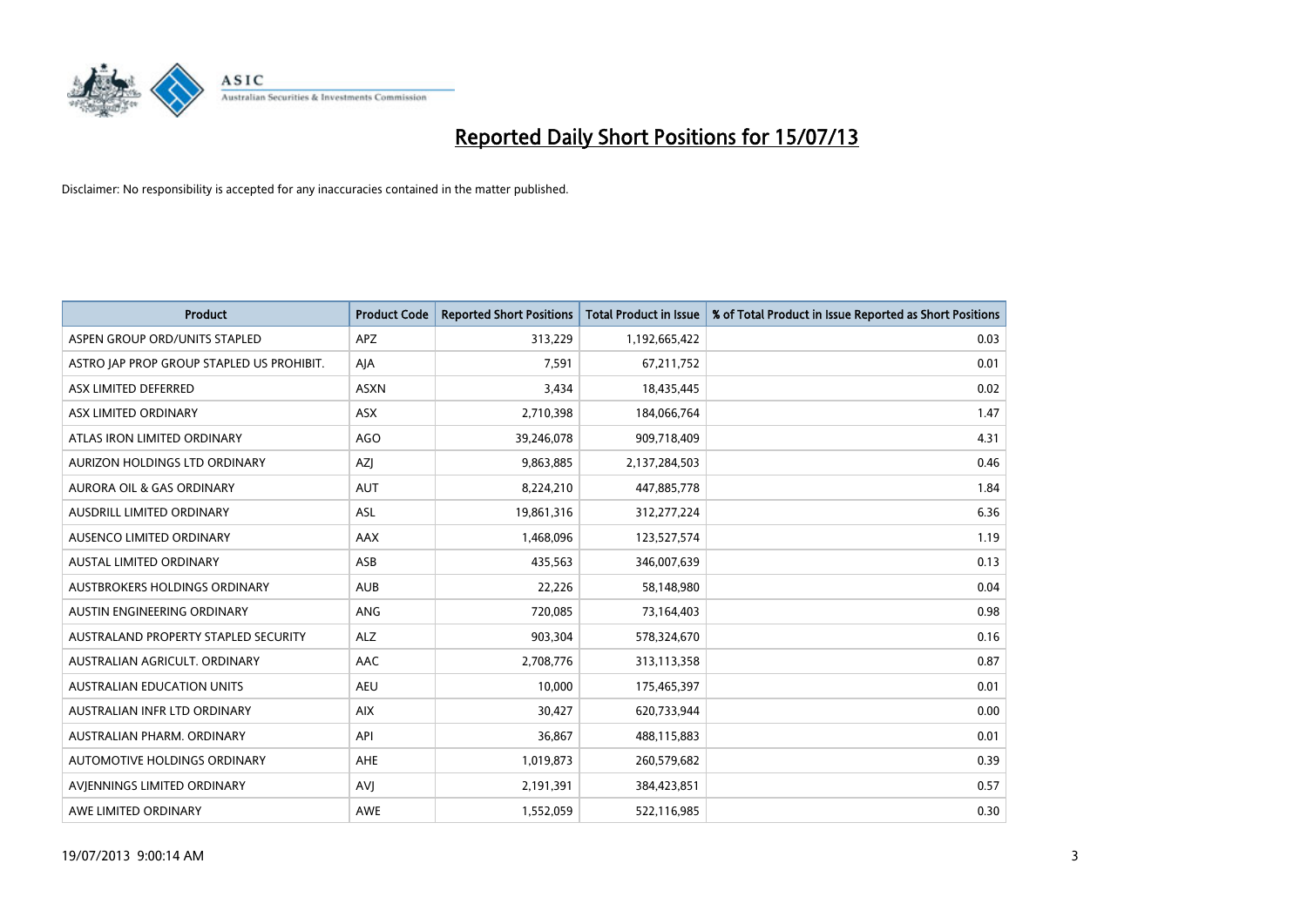# Reported Daily Short Positions for 15/07/13

Disclaimer: No responsibility is accepted for any inaccuracies contained in the matter published.

| Product | Product Code | Reported Short Positions | Total Product in Issue | % of Total Product in Issue Reported as Short Positions |
|---|---|---|---|---|
| ASPEN GROUP ORD/UNITS STAPLED | APZ | 313,229 | 1,192,665,422 | 0.03 |
| ASTRO JAP PROP GROUP STAPLED US PROHIBIT. | AJA | 7,591 | 67,211,752 | 0.01 |
| ASX LIMITED DEFERRED | ASXN | 3,434 | 18,435,445 | 0.02 |
| ASX LIMITED ORDINARY | ASX | 2,710,398 | 184,066,764 | 1.47 |
| ATLAS IRON LIMITED ORDINARY | AGO | 39,246,078 | 909,718,409 | 4.31 |
| AURIZON HOLDINGS LTD ORDINARY | AZJ | 9,863,885 | 2,137,284,503 | 0.46 |
| AURORA OIL & GAS ORDINARY | AUT | 8,224,210 | 447,885,778 | 1.84 |
| AUSDRILL LIMITED ORDINARY | ASL | 19,861,316 | 312,277,224 | 6.36 |
| AUSENCO LIMITED ORDINARY | AAX | 1,468,096 | 123,527,574 | 1.19 |
| AUSTAL LIMITED ORDINARY | ASB | 435,563 | 346,007,639 | 0.13 |
| AUSTBROKERS HOLDINGS ORDINARY | AUB | 22,226 | 58,148,980 | 0.04 |
| AUSTIN ENGINEERING ORDINARY | ANG | 720,085 | 73,164,403 | 0.98 |
| AUSTRALAND PROPERTY STAPLED SECURITY | ALZ | 903,304 | 578,324,670 | 0.16 |
| AUSTRALIAN AGRICULT. ORDINARY | AAC | 2,708,776 | 313,113,358 | 0.87 |
| AUSTRALIAN EDUCATION UNITS | AEU | 10,000 | 175,465,397 | 0.01 |
| AUSTRALIAN INFR LTD ORDINARY | AIX | 30,427 | 620,733,944 | 0.00 |
| AUSTRALIAN PHARM. ORDINARY | API | 36,867 | 488,115,883 | 0.01 |
| AUTOMOTIVE HOLDINGS ORDINARY | AHE | 1,019,873 | 260,579,682 | 0.39 |
| AVJENNINGS LIMITED ORDINARY | AVJ | 2,191,391 | 384,423,851 | 0.57 |
| AWE LIMITED ORDINARY | AWE | 1,552,059 | 522,116,985 | 0.30 |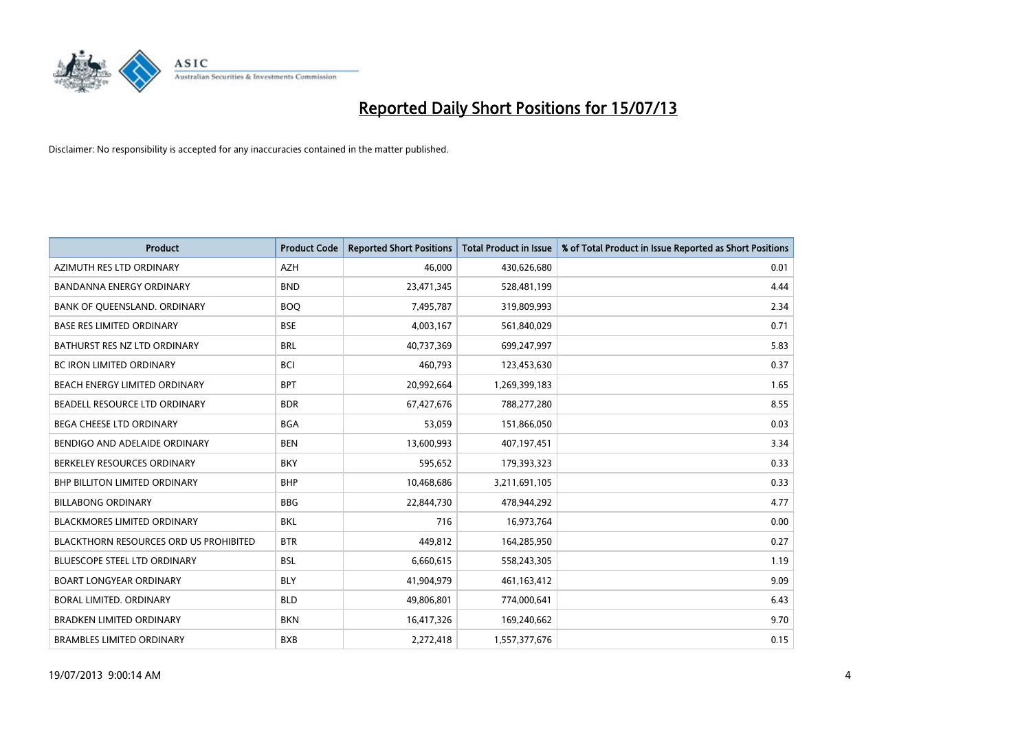# Reported Daily Short Positions for 15/07/13

Disclaimer: No responsibility is accepted for any inaccuracies contained in the matter published.

| Product | Product Code | Reported Short Positions | Total Product in Issue | % of Total Product in Issue Reported as Short Positions |
|---|---|---|---|---|
| AZIMUTH RES LTD ORDINARY | AZH | 46,000 | 430,626,680 | 0.01 |
| BANDANNA ENERGY ORDINARY | BND | 23,471,345 | 528,481,199 | 4.44 |
| BANK OF QUEENSLAND. ORDINARY | BOQ | 7,495,787 | 319,809,993 | 2.34 |
| BASE RES LIMITED ORDINARY | BSE | 4,003,167 | 561,840,029 | 0.71 |
| BATHURST RES NZ LTD ORDINARY | BRL | 40,737,369 | 699,247,997 | 5.83 |
| BC IRON LIMITED ORDINARY | BCI | 460,793 | 123,453,630 | 0.37 |
| BEACH ENERGY LIMITED ORDINARY | BPT | 20,992,664 | 1,269,399,183 | 1.65 |
| BEADELL RESOURCE LTD ORDINARY | BDR | 67,427,676 | 788,277,280 | 8.55 |
| BEGA CHEESE LTD ORDINARY | BGA | 53,059 | 151,866,050 | 0.03 |
| BENDIGO AND ADELAIDE ORDINARY | BEN | 13,600,993 | 407,197,451 | 3.34 |
| BERKELEY RESOURCES ORDINARY | BKY | 595,652 | 179,393,323 | 0.33 |
| BHP BILLITON LIMITED ORDINARY | BHP | 10,468,686 | 3,211,691,105 | 0.33 |
| BILLABONG ORDINARY | BBG | 22,844,730 | 478,944,292 | 4.77 |
| BLACKMORES LIMITED ORDINARY | BKL | 716 | 16,973,764 | 0.00 |
| BLACKTHORN RESOURCES ORD US PROHIBITED | BTR | 449,812 | 164,285,950 | 0.27 |
| BLUESCOPE STEEL LTD ORDINARY | BSL | 6,660,615 | 558,243,305 | 1.19 |
| BOART LONGYEAR ORDINARY | BLY | 41,904,979 | 461,163,412 | 9.09 |
| BORAL LIMITED. ORDINARY | BLD | 49,806,801 | 774,000,641 | 6.43 |
| BRADKEN LIMITED ORDINARY | BKN | 16,417,326 | 169,240,662 | 9.70 |
| BRAMBLES LIMITED ORDINARY | BXB | 2,272,418 | 1,557,377,676 | 0.15 |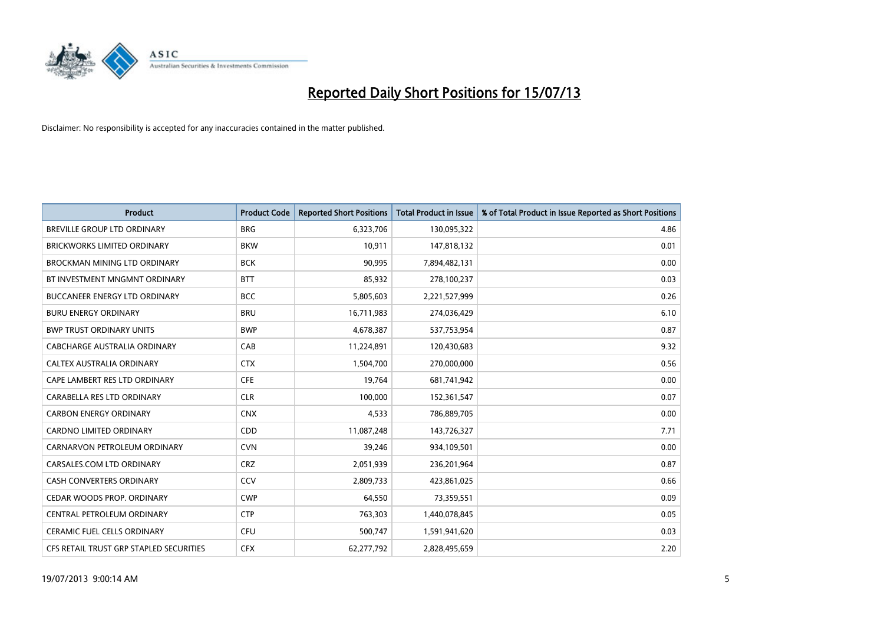# Reported Daily Short Positions for 15/07/13

Disclaimer: No responsibility is accepted for any inaccuracies contained in the matter published.

| Product | Product Code | Reported Short Positions | Total Product in Issue | % of Total Product in Issue Reported as Short Positions |
|---|---|---|---|---|
| BREVILLE GROUP LTD ORDINARY | BRG | 6,323,706 | 130,095,322 | 4.86 |
| BRICKWORKS LIMITED ORDINARY | BKW | 10,911 | 147,818,132 | 0.01 |
| BROCKMAN MINING LTD ORDINARY | BCK | 90,995 | 7,894,482,131 | 0.00 |
| BT INVESTMENT MNGMNT ORDINARY | BTT | 85,932 | 278,100,237 | 0.03 |
| BUCCANEER ENERGY LTD ORDINARY | BCC | 5,805,603 | 2,221,527,999 | 0.26 |
| BURU ENERGY ORDINARY | BRU | 16,711,983 | 274,036,429 | 6.10 |
| BWP TRUST ORDINARY UNITS | BWP | 4,678,387 | 537,753,954 | 0.87 |
| CABCHARGE AUSTRALIA ORDINARY | CAB | 11,224,891 | 120,430,683 | 9.32 |
| CALTEX AUSTRALIA ORDINARY | CTX | 1,504,700 | 270,000,000 | 0.56 |
| CAPE LAMBERT RES LTD ORDINARY | CFE | 19,764 | 681,741,942 | 0.00 |
| CARABELLA RES LTD ORDINARY | CLR | 100,000 | 152,361,547 | 0.07 |
| CARBON ENERGY ORDINARY | CNX | 4,533 | 786,889,705 | 0.00 |
| CARDNO LIMITED ORDINARY | CDD | 11,087,248 | 143,726,327 | 7.71 |
| CARNARVON PETROLEUM ORDINARY | CVN | 39,246 | 934,109,501 | 0.00 |
| CARSALES.COM LTD ORDINARY | CRZ | 2,051,939 | 236,201,964 | 0.87 |
| CASH CONVERTERS ORDINARY | CCV | 2,809,733 | 423,861,025 | 0.66 |
| CEDAR WOODS PROP. ORDINARY | CWP | 64,550 | 73,359,551 | 0.09 |
| CENTRAL PETROLEUM ORDINARY | CTP | 763,303 | 1,440,078,845 | 0.05 |
| CERAMIC FUEL CELLS ORDINARY | CFU | 500,747 | 1,591,941,620 | 0.03 |
| CFS RETAIL TRUST GRP STAPLED SECURITIES | CFX | 62,277,792 | 2,828,495,659 | 2.20 |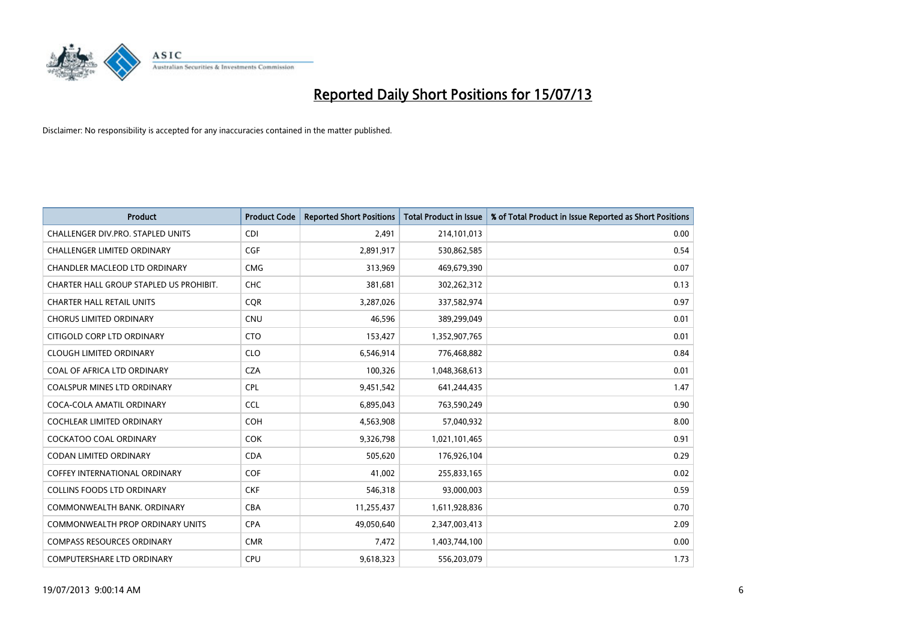# Reported Daily Short Positions for 15/07/13

Disclaimer: No responsibility is accepted for any inaccuracies contained in the matter published.

| Product | Product Code | Reported Short Positions | Total Product in Issue | % of Total Product in Issue Reported as Short Positions |
|---|---|---|---|---|
| CHALLENGER DIV.PRO. STAPLED UNITS | CDI | 2,491 | 214,101,013 | 0.00 |
| CHALLENGER LIMITED ORDINARY | CGF | 2,891,917 | 530,862,585 | 0.54 |
| CHANDLER MACLEOD LTD ORDINARY | CMG | 313,969 | 469,679,390 | 0.07 |
| CHARTER HALL GROUP STAPLED US PROHIBIT. | CHC | 381,681 | 302,262,312 | 0.13 |
| CHARTER HALL RETAIL UNITS | CQR | 3,287,026 | 337,582,974 | 0.97 |
| CHORUS LIMITED ORDINARY | CNU | 46,596 | 389,299,049 | 0.01 |
| CITIGOLD CORP LTD ORDINARY | CTO | 153,427 | 1,352,907,765 | 0.01 |
| CLOUGH LIMITED ORDINARY | CLO | 6,546,914 | 776,468,882 | 0.84 |
| COAL OF AFRICA LTD ORDINARY | CZA | 100,326 | 1,048,368,613 | 0.01 |
| COALSPUR MINES LTD ORDINARY | CPL | 9,451,542 | 641,244,435 | 1.47 |
| COCA-COLA AMATIL ORDINARY | CCL | 6,895,043 | 763,590,249 | 0.90 |
| COCHLEAR LIMITED ORDINARY | COH | 4,563,908 | 57,040,932 | 8.00 |
| COCKATOO COAL ORDINARY | COK | 9,326,798 | 1,021,101,465 | 0.91 |
| CODAN LIMITED ORDINARY | CDA | 505,620 | 176,926,104 | 0.29 |
| COFFEY INTERNATIONAL ORDINARY | COF | 41,002 | 255,833,165 | 0.02 |
| COLLINS FOODS LTD ORDINARY | CKF | 546,318 | 93,000,003 | 0.59 |
| COMMONWEALTH BANK. ORDINARY | CBA | 11,255,437 | 1,611,928,836 | 0.70 |
| COMMONWEALTH PROP ORDINARY UNITS | CPA | 49,050,640 | 2,347,003,413 | 2.09 |
| COMPASS RESOURCES ORDINARY | CMR | 7,472 | 1,403,744,100 | 0.00 |
| COMPUTERSHARE LTD ORDINARY | CPU | 9,618,323 | 556,203,079 | 1.73 |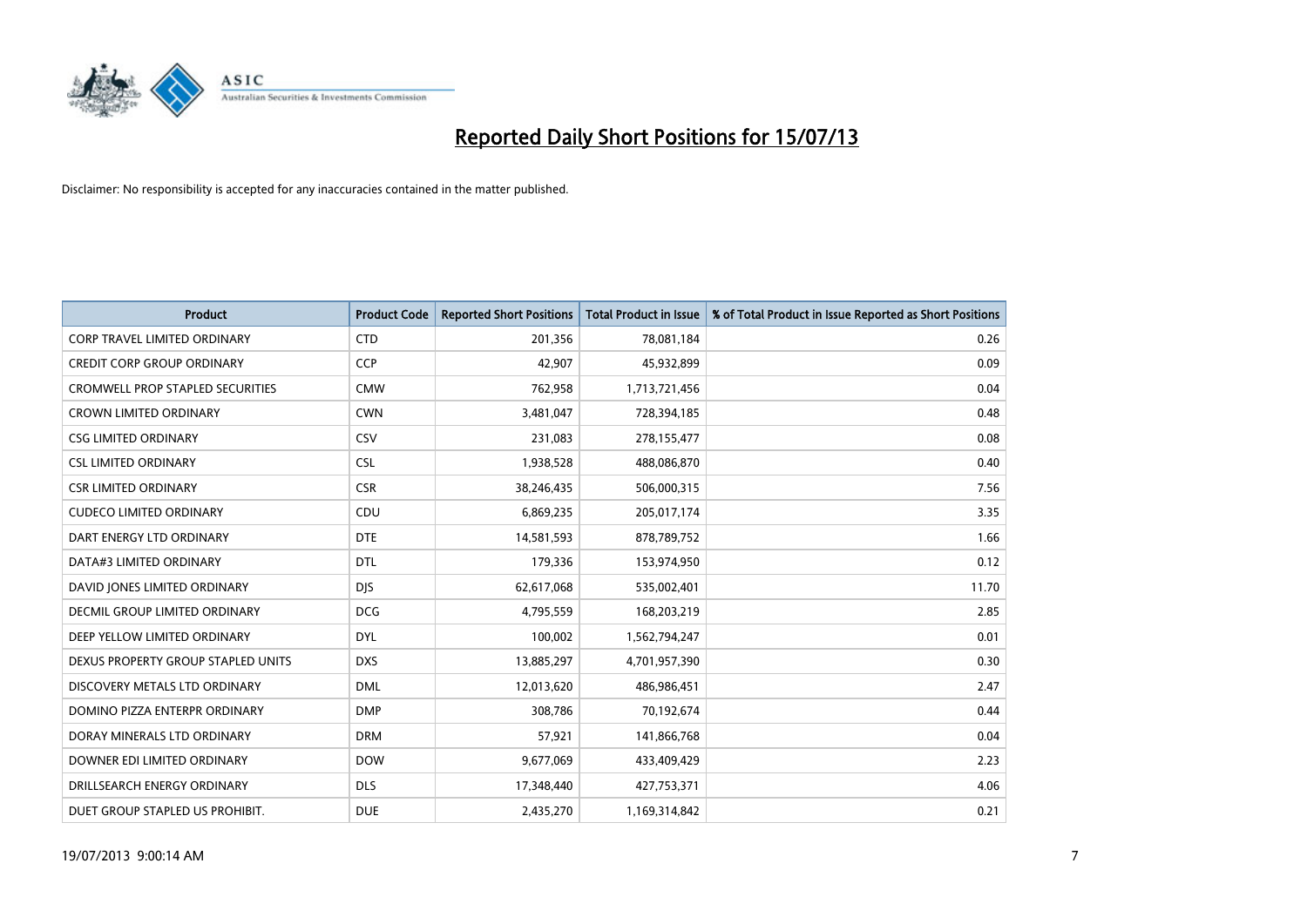# Reported Daily Short Positions for 15/07/13

Disclaimer: No responsibility is accepted for any inaccuracies contained in the matter published.

| Product | Product Code | Reported Short Positions | Total Product in Issue | % of Total Product in Issue Reported as Short Positions |
|---|---|---|---|---|
| CORP TRAVEL LIMITED ORDINARY | CTD | 201,356 | 78,081,184 | 0.26 |
| CREDIT CORP GROUP ORDINARY | CCP | 42,907 | 45,932,899 | 0.09 |
| CROMWELL PROP STAPLED SECURITIES | CMW | 762,958 | 1,713,721,456 | 0.04 |
| CROWN LIMITED ORDINARY | CWN | 3,481,047 | 728,394,185 | 0.48 |
| CSG LIMITED ORDINARY | CSV | 231,083 | 278,155,477 | 0.08 |
| CSL LIMITED ORDINARY | CSL | 1,938,528 | 488,086,870 | 0.40 |
| CSR LIMITED ORDINARY | CSR | 38,246,435 | 506,000,315 | 7.56 |
| CUDECO LIMITED ORDINARY | CDU | 6,869,235 | 205,017,174 | 3.35 |
| DART ENERGY LTD ORDINARY | DTE | 14,581,593 | 878,789,752 | 1.66 |
| DATA#3 LIMITED ORDINARY | DTL | 179,336 | 153,974,950 | 0.12 |
| DAVID JONES LIMITED ORDINARY | DJS | 62,617,068 | 535,002,401 | 11.70 |
| DECMIL GROUP LIMITED ORDINARY | DCG | 4,795,559 | 168,203,219 | 2.85 |
| DEEP YELLOW LIMITED ORDINARY | DYL | 100,002 | 1,562,794,247 | 0.01 |
| DEXUS PROPERTY GROUP STAPLED UNITS | DXS | 13,885,297 | 4,701,957,390 | 0.30 |
| DISCOVERY METALS LTD ORDINARY | DML | 12,013,620 | 486,986,451 | 2.47 |
| DOMINO PIZZA ENTERPR ORDINARY | DMP | 308,786 | 70,192,674 | 0.44 |
| DORAY MINERALS LTD ORDINARY | DRM | 57,921 | 141,866,768 | 0.04 |
| DOWNER EDI LIMITED ORDINARY | DOW | 9,677,069 | 433,409,429 | 2.23 |
| DRILLSEARCH ENERGY ORDINARY | DLS | 17,348,440 | 427,753,371 | 4.06 |
| DUET GROUP STAPLED US PROHIBIT. | DUE | 2,435,270 | 1,169,314,842 | 0.21 |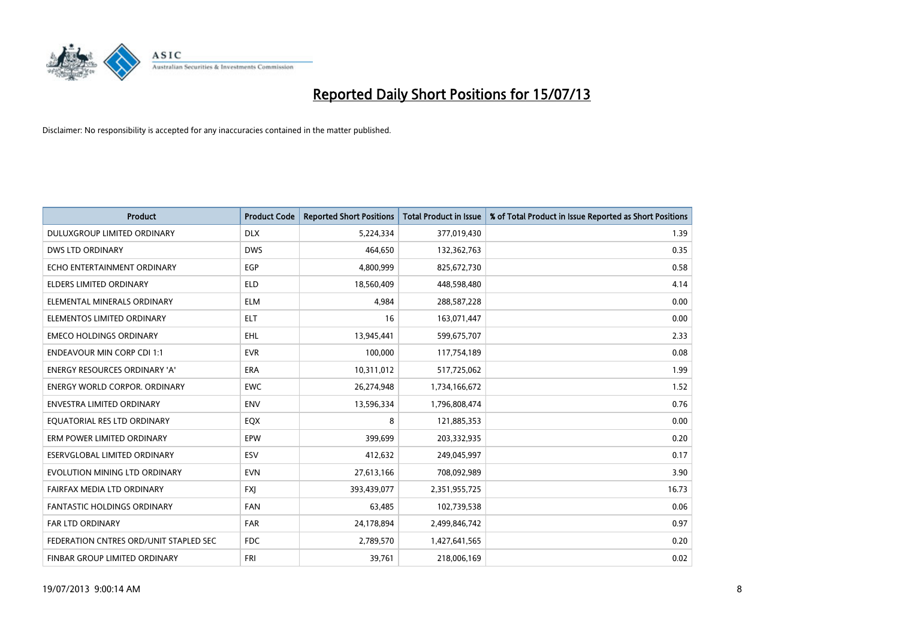# Reported Daily Short Positions for 15/07/13

Disclaimer: No responsibility is accepted for any inaccuracies contained in the matter published.

| Product | Product Code | Reported Short Positions | Total Product in Issue | % of Total Product in Issue Reported as Short Positions |
|---|---|---|---|---|
| DULUXGROUP LIMITED ORDINARY | DLX | 5,224,334 | 377,019,430 | 1.39 |
| DWS LTD ORDINARY | DWS | 464,650 | 132,362,763 | 0.35 |
| ECHO ENTERTAINMENT ORDINARY | EGP | 4,800,999 | 825,672,730 | 0.58 |
| ELDERS LIMITED ORDINARY | ELD | 18,560,409 | 448,598,480 | 4.14 |
| ELEMENTAL MINERALS ORDINARY | ELM | 4,984 | 288,587,228 | 0.00 |
| ELEMENTOS LIMITED ORDINARY | ELT | 16 | 163,071,447 | 0.00 |
| EMECO HOLDINGS ORDINARY | EHL | 13,945,441 | 599,675,707 | 2.33 |
| ENDEAVOUR MIN CORP CDI 1:1 | EVR | 100,000 | 117,754,189 | 0.08 |
| ENERGY RESOURCES ORDINARY 'A' | ERA | 10,311,012 | 517,725,062 | 1.99 |
| ENERGY WORLD CORPOR. ORDINARY | EWC | 26,274,948 | 1,734,166,672 | 1.52 |
| ENVESTRA LIMITED ORDINARY | ENV | 13,596,334 | 1,796,808,474 | 0.76 |
| EQUATORIAL RES LTD ORDINARY | EQX | 8 | 121,885,353 | 0.00 |
| ERM POWER LIMITED ORDINARY | EPW | 399,699 | 203,332,935 | 0.20 |
| ESERVGLOBAL LIMITED ORDINARY | ESV | 412,632 | 249,045,997 | 0.17 |
| EVOLUTION MINING LTD ORDINARY | EVN | 27,613,166 | 708,092,989 | 3.90 |
| FAIRFAX MEDIA LTD ORDINARY | FXJ | 393,439,077 | 2,351,955,725 | 16.73 |
| FANTASTIC HOLDINGS ORDINARY | FAN | 63,485 | 102,739,538 | 0.06 |
| FAR LTD ORDINARY | FAR | 24,178,894 | 2,499,846,742 | 0.97 |
| FEDERATION CNTRES ORD/UNIT STAPLED SEC | FDC | 2,789,570 | 1,427,641,565 | 0.20 |
| FINBAR GROUP LIMITED ORDINARY | FRI | 39,761 | 218,006,169 | 0.02 |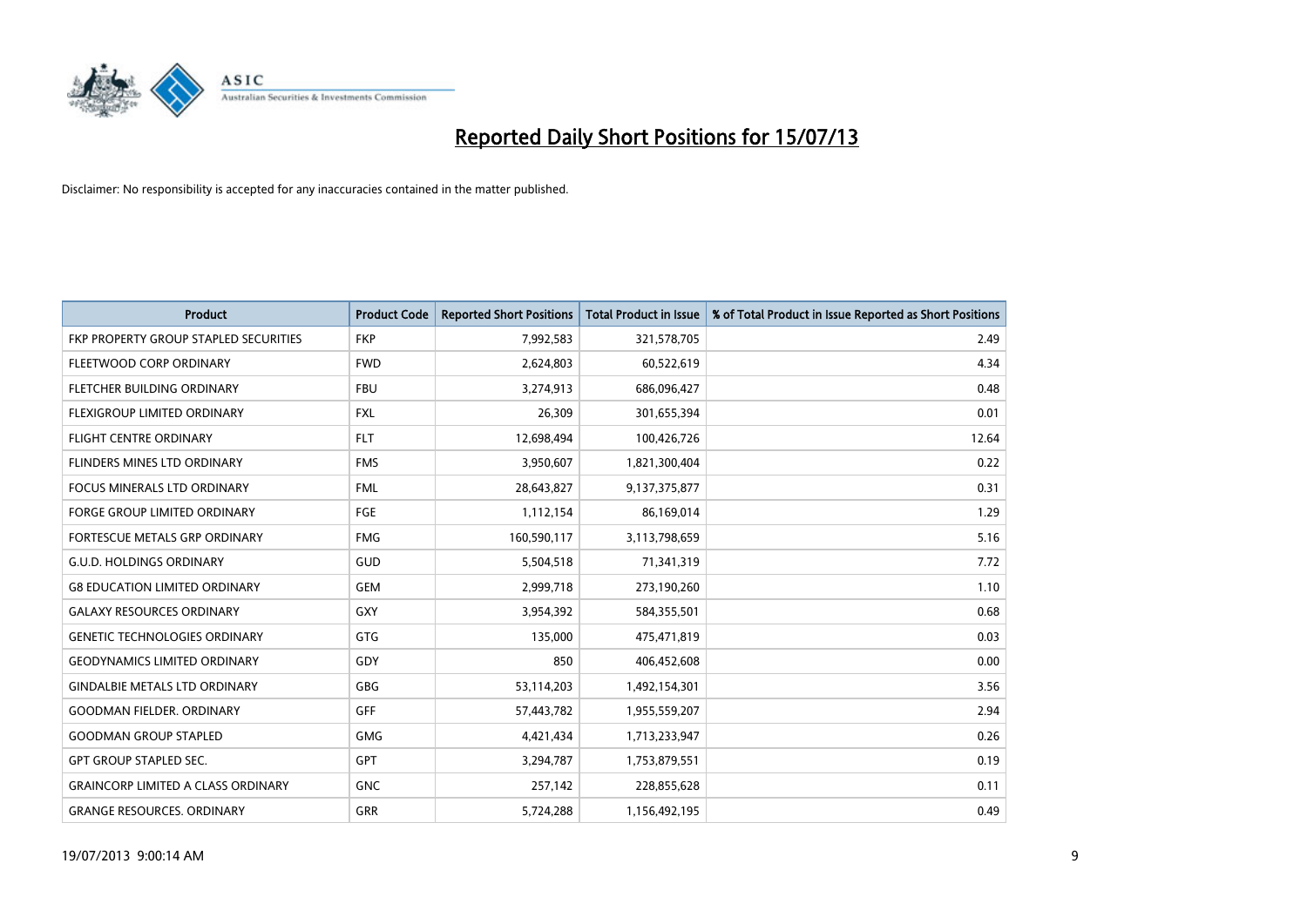# Reported Daily Short Positions for 15/07/13

Disclaimer: No responsibility is accepted for any inaccuracies contained in the matter published.

| Product | Product Code | Reported Short Positions | Total Product in Issue | % of Total Product in Issue Reported as Short Positions |
|---|---|---|---|---|
| FKP PROPERTY GROUP STAPLED SECURITIES | FKP | 7,992,583 | 321,578,705 | 2.49 |
| FLEETWOOD CORP ORDINARY | FWD | 2,624,803 | 60,522,619 | 4.34 |
| FLETCHER BUILDING ORDINARY | FBU | 3,274,913 | 686,096,427 | 0.48 |
| FLEXIGROUP LIMITED ORDINARY | FXL | 26,309 | 301,655,394 | 0.01 |
| FLIGHT CENTRE ORDINARY | FLT | 12,698,494 | 100,426,726 | 12.64 |
| FLINDERS MINES LTD ORDINARY | FMS | 3,950,607 | 1,821,300,404 | 0.22 |
| FOCUS MINERALS LTD ORDINARY | FML | 28,643,827 | 9,137,375,877 | 0.31 |
| FORGE GROUP LIMITED ORDINARY | FGE | 1,112,154 | 86,169,014 | 1.29 |
| FORTESCUE METALS GRP ORDINARY | FMG | 160,590,117 | 3,113,798,659 | 5.16 |
| G.U.D. HOLDINGS ORDINARY | GUD | 5,504,518 | 71,341,319 | 7.72 |
| G8 EDUCATION LIMITED ORDINARY | GEM | 2,999,718 | 273,190,260 | 1.10 |
| GALAXY RESOURCES ORDINARY | GXY | 3,954,392 | 584,355,501 | 0.68 |
| GENETIC TECHNOLOGIES ORDINARY | GTG | 135,000 | 475,471,819 | 0.03 |
| GEODYNAMICS LIMITED ORDINARY | GDY | 850 | 406,452,608 | 0.00 |
| GINDALBIE METALS LTD ORDINARY | GBG | 53,114,203 | 1,492,154,301 | 3.56 |
| GOODMAN FIELDER. ORDINARY | GFF | 57,443,782 | 1,955,559,207 | 2.94 |
| GOODMAN GROUP STAPLED | GMG | 4,421,434 | 1,713,233,947 | 0.26 |
| GPT GROUP STAPLED SEC. | GPT | 3,294,787 | 1,753,879,551 | 0.19 |
| GRAINCORP LIMITED A CLASS ORDINARY | GNC | 257,142 | 228,855,628 | 0.11 |
| GRANGE RESOURCES. ORDINARY | GRR | 5,724,288 | 1,156,492,195 | 0.49 |

19/07/2013 9:00:14 AM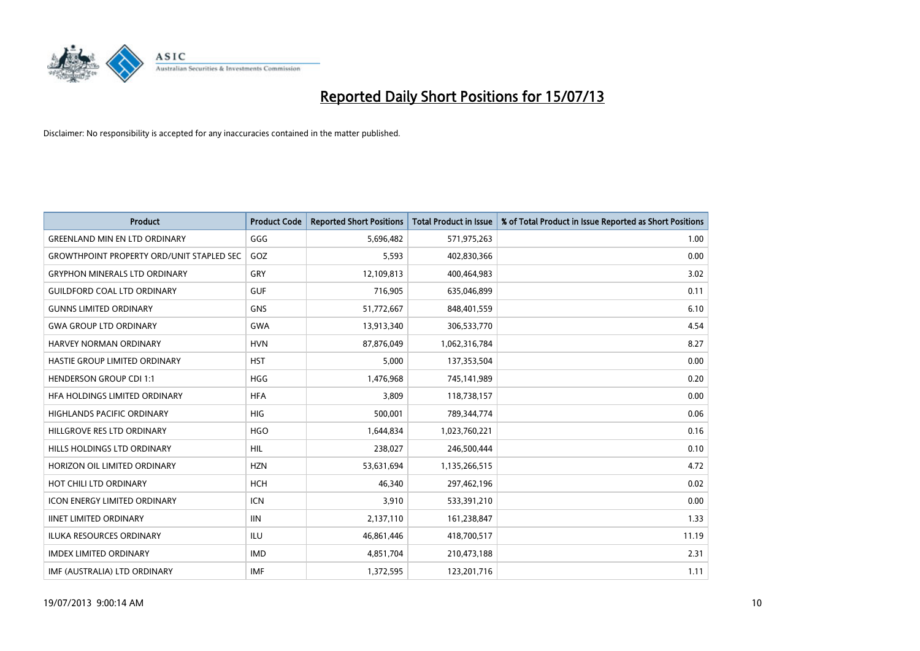# Reported Daily Short Positions for 15/07/13

Disclaimer: No responsibility is accepted for any inaccuracies contained in the matter published.

| Product | Product Code | Reported Short Positions | Total Product in Issue | % of Total Product in Issue Reported as Short Positions |
|---|---|---|---|---|
| GREENLAND MIN EN LTD ORDINARY | GGG | 5,696,482 | 571,975,263 | 1.00 |
| GROWTHPOINT PROPERTY ORD/UNIT STAPLED SEC | GOZ | 5,593 | 402,830,366 | 0.00 |
| GRYPHON MINERALS LTD ORDINARY | GRY | 12,109,813 | 400,464,983 | 3.02 |
| GUILDFORD COAL LTD ORDINARY | GUF | 716,905 | 635,046,899 | 0.11 |
| GUNNS LIMITED ORDINARY | GNS | 51,772,667 | 848,401,559 | 6.10 |
| GWA GROUP LTD ORDINARY | GWA | 13,913,340 | 306,533,770 | 4.54 |
| HARVEY NORMAN ORDINARY | HVN | 87,876,049 | 1,062,316,784 | 8.27 |
| HASTIE GROUP LIMITED ORDINARY | HST | 5,000 | 137,353,504 | 0.00 |
| HENDERSON GROUP CDI 1:1 | HGG | 1,476,968 | 745,141,989 | 0.20 |
| HFA HOLDINGS LIMITED ORDINARY | HFA | 3,809 | 118,738,157 | 0.00 |
| HIGHLANDS PACIFIC ORDINARY | HIG | 500,001 | 789,344,774 | 0.06 |
| HILLGROVE RES LTD ORDINARY | HGO | 1,644,834 | 1,023,760,221 | 0.16 |
| HILLS HOLDINGS LTD ORDINARY | HIL | 238,027 | 246,500,444 | 0.10 |
| HORIZON OIL LIMITED ORDINARY | HZN | 53,631,694 | 1,135,266,515 | 4.72 |
| HOT CHILI LTD ORDINARY | HCH | 46,340 | 297,462,196 | 0.02 |
| ICON ENERGY LIMITED ORDINARY | ICN | 3,910 | 533,391,210 | 0.00 |
| IINET LIMITED ORDINARY | IIN | 2,137,110 | 161,238,847 | 1.33 |
| ILUKA RESOURCES ORDINARY | ILU | 46,861,446 | 418,700,517 | 11.19 |
| IMDEX LIMITED ORDINARY | IMD | 4,851,704 | 210,473,188 | 2.31 |
| IMF (AUSTRALIA) LTD ORDINARY | IMF | 1,372,595 | 123,201,716 | 1.11 |

19/07/2013 9:00:14 AM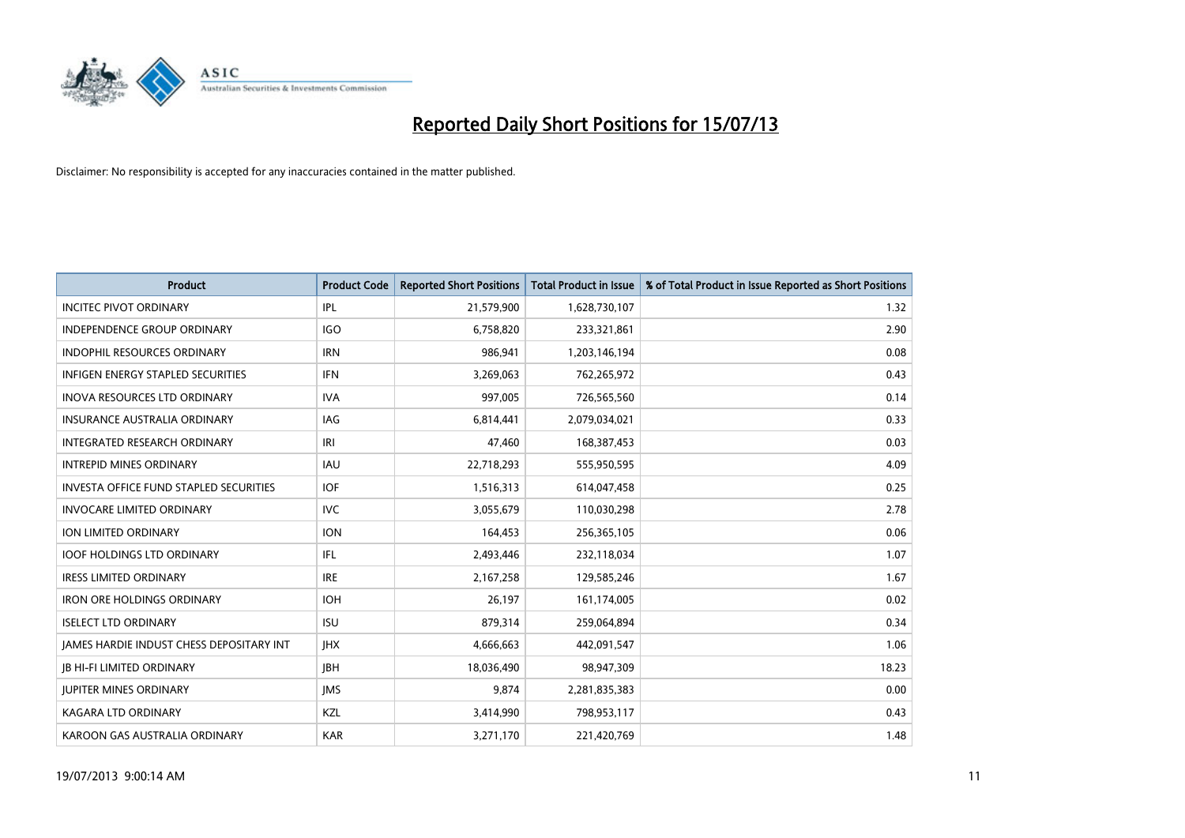# Reported Daily Short Positions for 15/07/13

Disclaimer: No responsibility is accepted for any inaccuracies contained in the matter published.

| Product | Product Code | Reported Short Positions | Total Product in Issue | % of Total Product in Issue Reported as Short Positions |
|---|---|---|---|---|
| INCITEC PIVOT ORDINARY | IPL | 21,579,900 | 1,628,730,107 | 1.32 |
| INDEPENDENCE GROUP ORDINARY | IGO | 6,758,820 | 233,321,861 | 2.90 |
| INDOPHIL RESOURCES ORDINARY | IRN | 986,941 | 1,203,146,194 | 0.08 |
| INFIGEN ENERGY STAPLED SECURITIES | IFN | 3,269,063 | 762,265,972 | 0.43 |
| INOVA RESOURCES LTD ORDINARY | IVA | 997,005 | 726,565,560 | 0.14 |
| INSURANCE AUSTRALIA ORDINARY | IAG | 6,814,441 | 2,079,034,021 | 0.33 |
| INTEGRATED RESEARCH ORDINARY | IRI | 47,460 | 168,387,453 | 0.03 |
| INTREPID MINES ORDINARY | IAU | 22,718,293 | 555,950,595 | 4.09 |
| INVESTA OFFICE FUND STAPLED SECURITIES | IOF | 1,516,313 | 614,047,458 | 0.25 |
| INVOCARE LIMITED ORDINARY | IVC | 3,055,679 | 110,030,298 | 2.78 |
| ION LIMITED ORDINARY | ION | 164,453 | 256,365,105 | 0.06 |
| IOOF HOLDINGS LTD ORDINARY | IFL | 2,493,446 | 232,118,034 | 1.07 |
| IRESS LIMITED ORDINARY | IRE | 2,167,258 | 129,585,246 | 1.67 |
| IRON ORE HOLDINGS ORDINARY | IOH | 26,197 | 161,174,005 | 0.02 |
| ISELECT LTD ORDINARY | ISU | 879,314 | 259,064,894 | 0.34 |
| JAMES HARDIE INDUST CHESS DEPOSITARY INT | JHX | 4,666,663 | 442,091,547 | 1.06 |
| JB HI-FI LIMITED ORDINARY | JBH | 18,036,490 | 98,947,309 | 18.23 |
| JUPITER MINES ORDINARY | JMS | 9,874 | 2,281,835,383 | 0.00 |
| KAGARA LTD ORDINARY | KZL | 3,414,990 | 798,953,117 | 0.43 |
| KAROON GAS AUSTRALIA ORDINARY | KAR | 3,271,170 | 221,420,769 | 1.48 |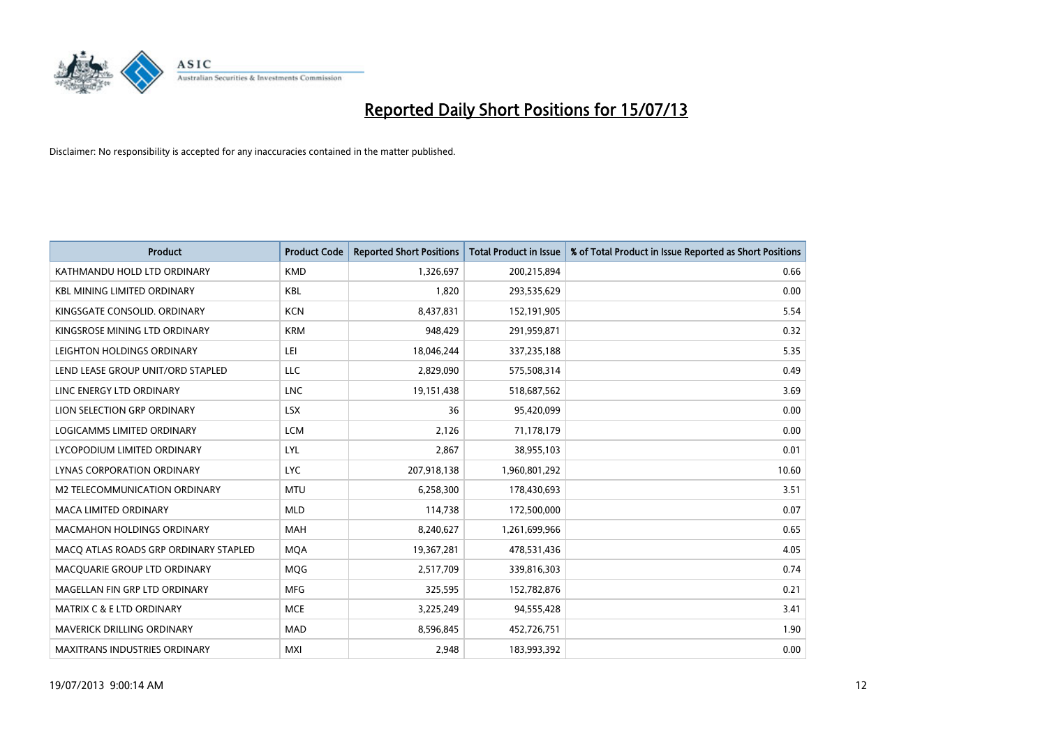# Reported Daily Short Positions for 15/07/13

Disclaimer: No responsibility is accepted for any inaccuracies contained in the matter published.

| Product | Product Code | Reported Short Positions | Total Product in Issue | % of Total Product in Issue Reported as Short Positions |
|---|---|---|---|---|
| KATHMANDU HOLD LTD ORDINARY | KMD | 1,326,697 | 200,215,894 | 0.66 |
| KBL MINING LIMITED ORDINARY | KBL | 1,820 | 293,535,629 | 0.00 |
| KINGSGATE CONSOLID. ORDINARY | KCN | 8,437,831 | 152,191,905 | 5.54 |
| KINGSROSE MINING LTD ORDINARY | KRM | 948,429 | 291,959,871 | 0.32 |
| LEIGHTON HOLDINGS ORDINARY | LEI | 18,046,244 | 337,235,188 | 5.35 |
| LEND LEASE GROUP UNIT/ORD STAPLED | LLC | 2,829,090 | 575,508,314 | 0.49 |
| LINC ENERGY LTD ORDINARY | LNC | 19,151,438 | 518,687,562 | 3.69 |
| LION SELECTION GRP ORDINARY | LSX | 36 | 95,420,099 | 0.00 |
| LOGICAMMS LIMITED ORDINARY | LCM | 2,126 | 71,178,179 | 0.00 |
| LYCOPODIUM LIMITED ORDINARY | LYL | 2,867 | 38,955,103 | 0.01 |
| LYNAS CORPORATION ORDINARY | LYC | 207,918,138 | 1,960,801,292 | 10.60 |
| M2 TELECOMMUNICATION ORDINARY | MTU | 6,258,300 | 178,430,693 | 3.51 |
| MACA LIMITED ORDINARY | MLD | 114,738 | 172,500,000 | 0.07 |
| MACMAHON HOLDINGS ORDINARY | MAH | 8,240,627 | 1,261,699,966 | 0.65 |
| MACQ ATLAS ROADS GRP ORDINARY STAPLED | MQA | 19,367,281 | 478,531,436 | 4.05 |
| MACQUARIE GROUP LTD ORDINARY | MQG | 2,517,709 | 339,816,303 | 0.74 |
| MAGELLAN FIN GRP LTD ORDINARY | MFG | 325,595 | 152,782,876 | 0.21 |
| MATRIX C & E LTD ORDINARY | MCE | 3,225,249 | 94,555,428 | 3.41 |
| MAVERICK DRILLING ORDINARY | MAD | 8,596,845 | 452,726,751 | 1.90 |
| MAXITRANS INDUSTRIES ORDINARY | MXI | 2,948 | 183,993,392 | 0.00 |

19/07/2013 9:00:14 AM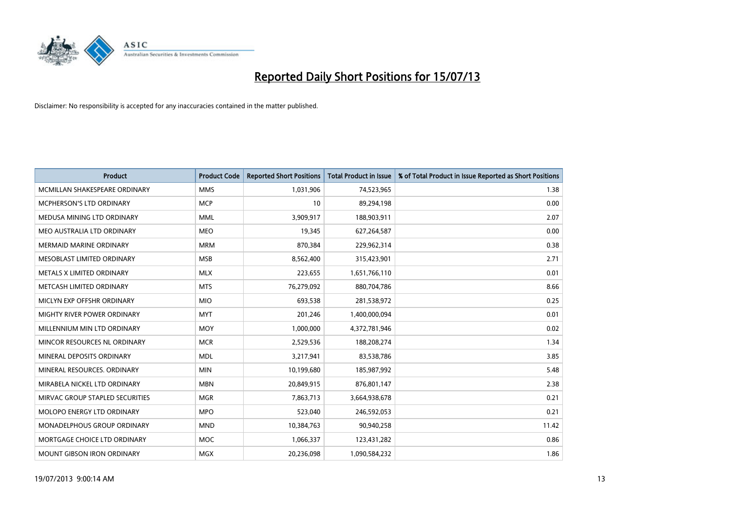# Reported Daily Short Positions for 15/07/13

Disclaimer: No responsibility is accepted for any inaccuracies contained in the matter published.

| Product | Product Code | Reported Short Positions | Total Product in Issue | % of Total Product in Issue Reported as Short Positions |
|---|---|---|---|---|
| MCMILLAN SHAKESPEARE ORDINARY | MMS | 1,031,906 | 74,523,965 | 1.38 |
| MCPHERSON'S LTD ORDINARY | MCP | 10 | 89,294,198 | 0.00 |
| MEDUSA MINING LTD ORDINARY | MML | 3,909,917 | 188,903,911 | 2.07 |
| MEO AUSTRALIA LTD ORDINARY | MEO | 19,345 | 627,264,587 | 0.00 |
| MERMAID MARINE ORDINARY | MRM | 870,384 | 229,962,314 | 0.38 |
| MESOBLAST LIMITED ORDINARY | MSB | 8,562,400 | 315,423,901 | 2.71 |
| METALS X LIMITED ORDINARY | MLX | 223,655 | 1,651,766,110 | 0.01 |
| METCASH LIMITED ORDINARY | MTS | 76,279,092 | 880,704,786 | 8.66 |
| MICLYN EXP OFFSHR ORDINARY | MIO | 693,538 | 281,538,972 | 0.25 |
| MIGHTY RIVER POWER ORDINARY | MYT | 201,246 | 1,400,000,094 | 0.01 |
| MILLENNIUM MIN LTD ORDINARY | MOY | 1,000,000 | 4,372,781,946 | 0.02 |
| MINCOR RESOURCES NL ORDINARY | MCR | 2,529,536 | 188,208,274 | 1.34 |
| MINERAL DEPOSITS ORDINARY | MDL | 3,217,941 | 83,538,786 | 3.85 |
| MINERAL RESOURCES. ORDINARY | MIN | 10,199,680 | 185,987,992 | 5.48 |
| MIRABELA NICKEL LTD ORDINARY | MBN | 20,849,915 | 876,801,147 | 2.38 |
| MIRVAC GROUP STAPLED SECURITIES | MGR | 7,863,713 | 3,664,938,678 | 0.21 |
| MOLOPO ENERGY LTD ORDINARY | MPO | 523,040 | 246,592,053 | 0.21 |
| MONADELPHOUS GROUP ORDINARY | MND | 10,384,763 | 90,940,258 | 11.42 |
| MORTGAGE CHOICE LTD ORDINARY | MOC | 1,066,337 | 123,431,282 | 0.86 |
| MOUNT GIBSON IRON ORDINARY | MGX | 20,236,098 | 1,090,584,232 | 1.86 |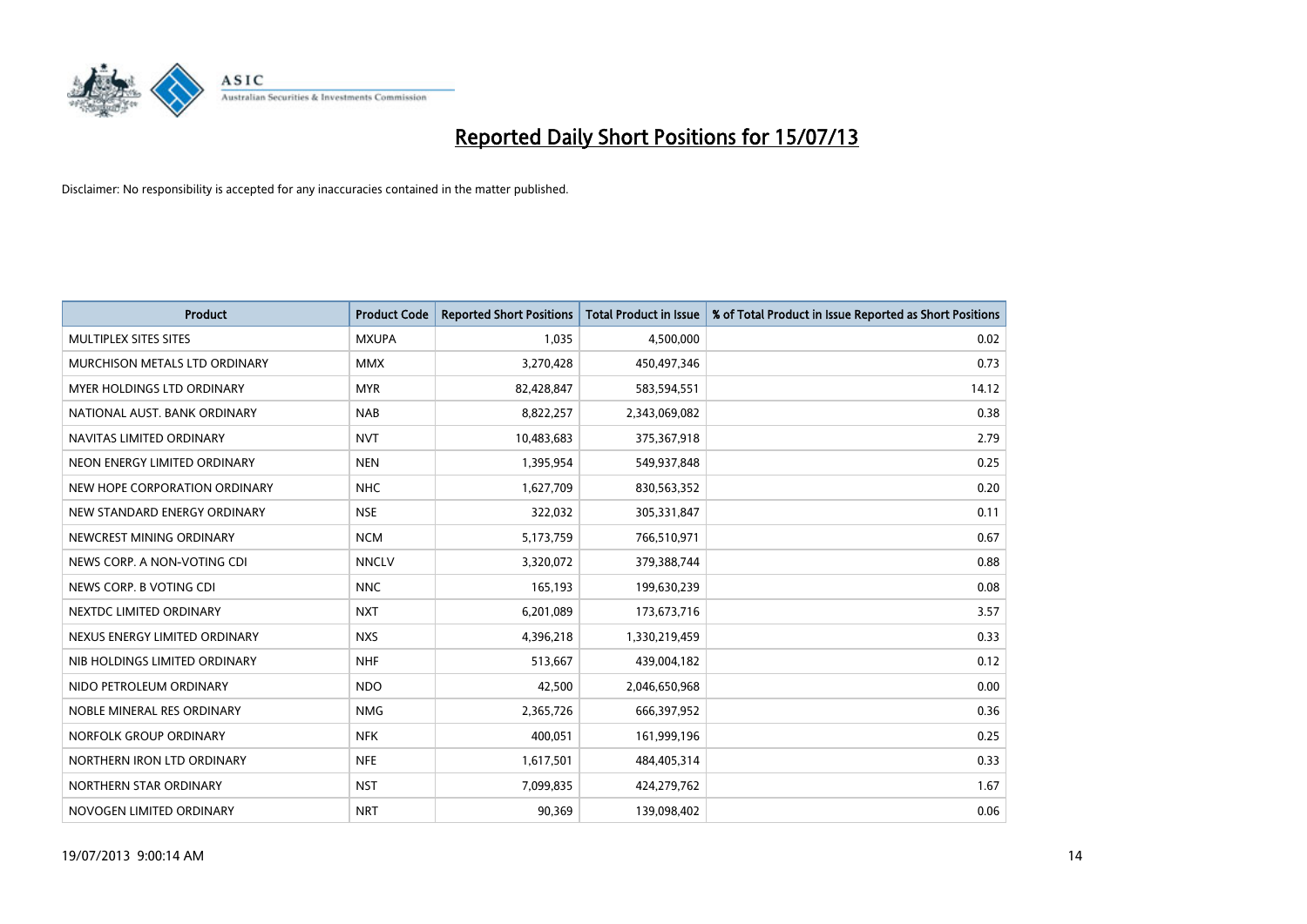# Reported Daily Short Positions for 15/07/13

Disclaimer: No responsibility is accepted for any inaccuracies contained in the matter published.

| Product | Product Code | Reported Short Positions | Total Product in Issue | % of Total Product in Issue Reported as Short Positions |
|---|---|---|---|---|
| MULTIPLEX SITES SITES | MXUPA | 1,035 | 4,500,000 | 0.02 |
| MURCHISON METALS LTD ORDINARY | MMX | 3,270,428 | 450,497,346 | 0.73 |
| MYER HOLDINGS LTD ORDINARY | MYR | 82,428,847 | 583,594,551 | 14.12 |
| NATIONAL AUST. BANK ORDINARY | NAB | 8,822,257 | 2,343,069,082 | 0.38 |
| NAVITAS LIMITED ORDINARY | NVT | 10,483,683 | 375,367,918 | 2.79 |
| NEON ENERGY LIMITED ORDINARY | NEN | 1,395,954 | 549,937,848 | 0.25 |
| NEW HOPE CORPORATION ORDINARY | NHC | 1,627,709 | 830,563,352 | 0.20 |
| NEW STANDARD ENERGY ORDINARY | NSE | 322,032 | 305,331,847 | 0.11 |
| NEWCREST MINING ORDINARY | NCM | 5,173,759 | 766,510,971 | 0.67 |
| NEWS CORP. A NON-VOTING CDI | NNCLV | 3,320,072 | 379,388,744 | 0.88 |
| NEWS CORP. B VOTING CDI | NNC | 165,193 | 199,630,239 | 0.08 |
| NEXTDC LIMITED ORDINARY | NXT | 6,201,089 | 173,673,716 | 3.57 |
| NEXUS ENERGY LIMITED ORDINARY | NXS | 4,396,218 | 1,330,219,459 | 0.33 |
| NIB HOLDINGS LIMITED ORDINARY | NHF | 513,667 | 439,004,182 | 0.12 |
| NIDO PETROLEUM ORDINARY | NDO | 42,500 | 2,046,650,968 | 0.00 |
| NOBLE MINERAL RES ORDINARY | NMG | 2,365,726 | 666,397,952 | 0.36 |
| NORFOLK GROUP ORDINARY | NFK | 400,051 | 161,999,196 | 0.25 |
| NORTHERN IRON LTD ORDINARY | NFE | 1,617,501 | 484,405,314 | 0.33 |
| NORTHERN STAR ORDINARY | NST | 7,099,835 | 424,279,762 | 1.67 |
| NOVOGEN LIMITED ORDINARY | NRT | 90,369 | 139,098,402 | 0.06 |

19/07/2013 9:00:14 AM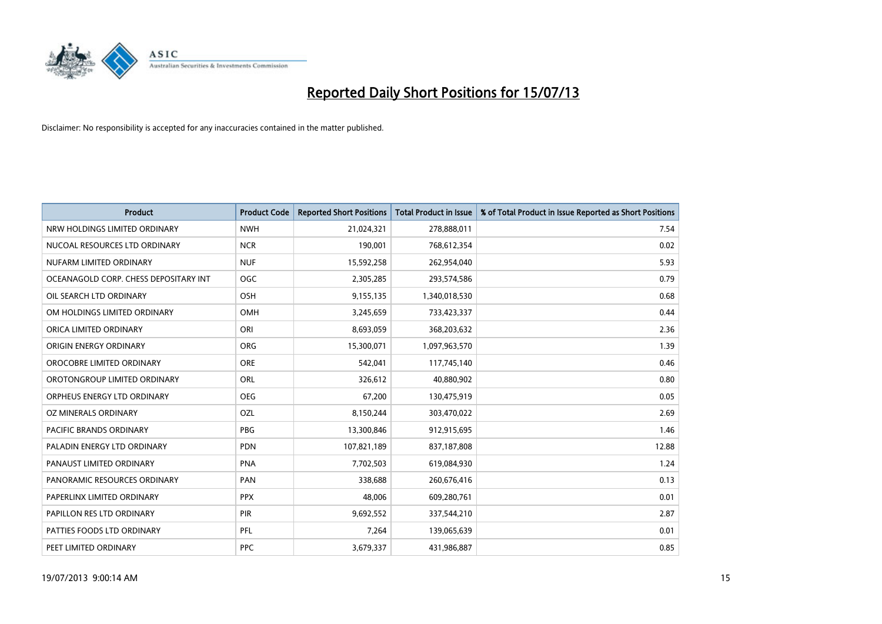# Reported Daily Short Positions for 15/07/13

Disclaimer: No responsibility is accepted for any inaccuracies contained in the matter published.

| Product | Product Code | Reported Short Positions | Total Product in Issue | % of Total Product in Issue Reported as Short Positions |
|---|---|---|---|---|
| NRW HOLDINGS LIMITED ORDINARY | NWH | 21,024,321 | 278,888,011 | 7.54 |
| NUCOAL RESOURCES LTD ORDINARY | NCR | 190,001 | 768,612,354 | 0.02 |
| NUFARM LIMITED ORDINARY | NUF | 15,592,258 | 262,954,040 | 5.93 |
| OCEANAGOLD CORP. CHESS DEPOSITARY INT | OGC | 2,305,285 | 293,574,586 | 0.79 |
| OIL SEARCH LTD ORDINARY | OSH | 9,155,135 | 1,340,018,530 | 0.68 |
| OM HOLDINGS LIMITED ORDINARY | OMH | 3,245,659 | 733,423,337 | 0.44 |
| ORICA LIMITED ORDINARY | ORI | 8,693,059 | 368,203,632 | 2.36 |
| ORIGIN ENERGY ORDINARY | ORG | 15,300,071 | 1,097,963,570 | 1.39 |
| OROCOBRE LIMITED ORDINARY | ORE | 542,041 | 117,745,140 | 0.46 |
| OROTONGROUP LIMITED ORDINARY | ORL | 326,612 | 40,880,902 | 0.80 |
| ORPHEUS ENERGY LTD ORDINARY | OEG | 67,200 | 130,475,919 | 0.05 |
| OZ MINERALS ORDINARY | OZL | 8,150,244 | 303,470,022 | 2.69 |
| PACIFIC BRANDS ORDINARY | PBG | 13,300,846 | 912,915,695 | 1.46 |
| PALADIN ENERGY LTD ORDINARY | PDN | 107,821,189 | 837,187,808 | 12.88 |
| PANAUST LIMITED ORDINARY | PNA | 7,702,503 | 619,084,930 | 1.24 |
| PANORAMIC RESOURCES ORDINARY | PAN | 338,688 | 260,676,416 | 0.13 |
| PAPERLINX LIMITED ORDINARY | PPX | 48,006 | 609,280,761 | 0.01 |
| PAPILLON RES LTD ORDINARY | PIR | 9,692,552 | 337,544,210 | 2.87 |
| PATTIES FOODS LTD ORDINARY | PFL | 7,264 | 139,065,639 | 0.01 |
| PEET LIMITED ORDINARY | PPC | 3,679,337 | 431,986,887 | 0.85 |

19/07/2013 9:00:14 AM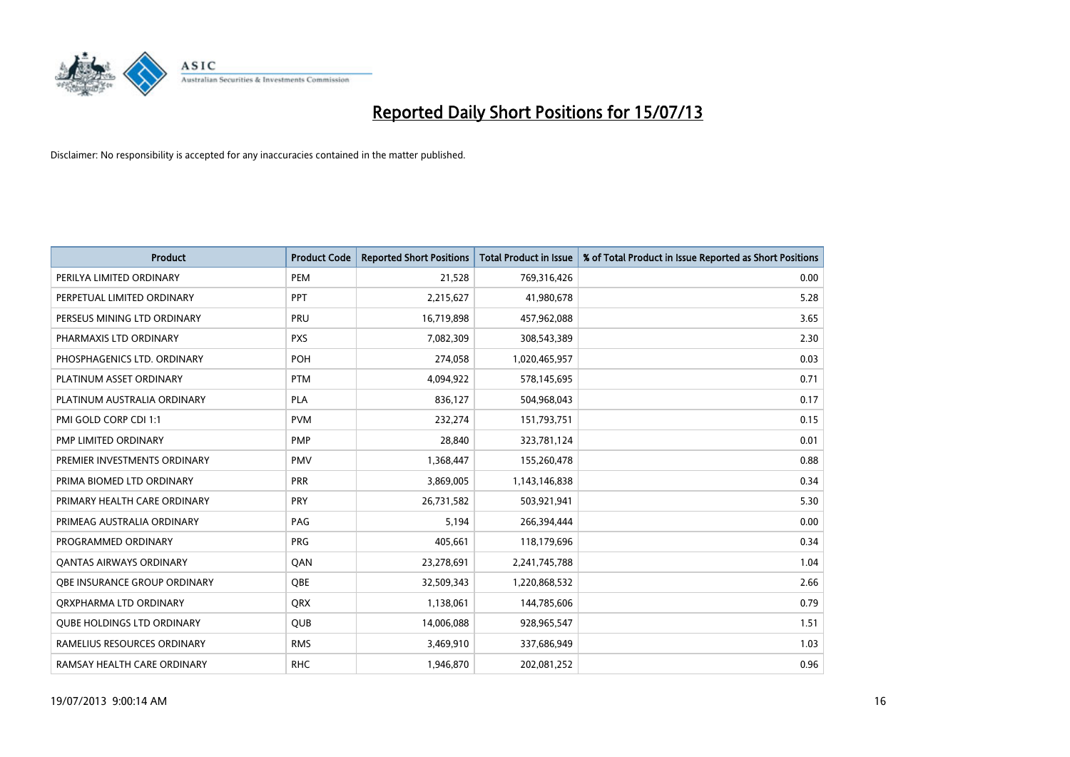# Reported Daily Short Positions for 15/07/13

Disclaimer: No responsibility is accepted for any inaccuracies contained in the matter published.

| Product | Product Code | Reported Short Positions | Total Product in Issue | % of Total Product in Issue Reported as Short Positions |
|---|---|---|---|---|
| PERILYA LIMITED ORDINARY | PEM | 21,528 | 769,316,426 | 0.00 |
| PERPETUAL LIMITED ORDINARY | PPT | 2,215,627 | 41,980,678 | 5.28 |
| PERSEUS MINING LTD ORDINARY | PRU | 16,719,898 | 457,962,088 | 3.65 |
| PHARMAXIS LTD ORDINARY | PXS | 7,082,309 | 308,543,389 | 2.30 |
| PHOSPHAGENICS LTD. ORDINARY | POH | 274,058 | 1,020,465,957 | 0.03 |
| PLATINUM ASSET ORDINARY | PTM | 4,094,922 | 578,145,695 | 0.71 |
| PLATINUM AUSTRALIA ORDINARY | PLA | 836,127 | 504,968,043 | 0.17 |
| PMI GOLD CORP CDI 1:1 | PVM | 232,274 | 151,793,751 | 0.15 |
| PMP LIMITED ORDINARY | PMP | 28,840 | 323,781,124 | 0.01 |
| PREMIER INVESTMENTS ORDINARY | PMV | 1,368,447 | 155,260,478 | 0.88 |
| PRIMA BIOMED LTD ORDINARY | PRR | 3,869,005 | 1,143,146,838 | 0.34 |
| PRIMARY HEALTH CARE ORDINARY | PRY | 26,731,582 | 503,921,941 | 5.30 |
| PRIMEAG AUSTRALIA ORDINARY | PAG | 5,194 | 266,394,444 | 0.00 |
| PROGRAMMED ORDINARY | PRG | 405,661 | 118,179,696 | 0.34 |
| QANTAS AIRWAYS ORDINARY | QAN | 23,278,691 | 2,241,745,788 | 1.04 |
| QBE INSURANCE GROUP ORDINARY | QBE | 32,509,343 | 1,220,868,532 | 2.66 |
| QRXPHARMA LTD ORDINARY | QRX | 1,138,061 | 144,785,606 | 0.79 |
| QUBE HOLDINGS LTD ORDINARY | QUB | 14,006,088 | 928,965,547 | 1.51 |
| RAMELIUS RESOURCES ORDINARY | RMS | 3,469,910 | 337,686,949 | 1.03 |
| RAMSAY HEALTH CARE ORDINARY | RHC | 1,946,870 | 202,081,252 | 0.96 |

19/07/2013 9:00:14 AM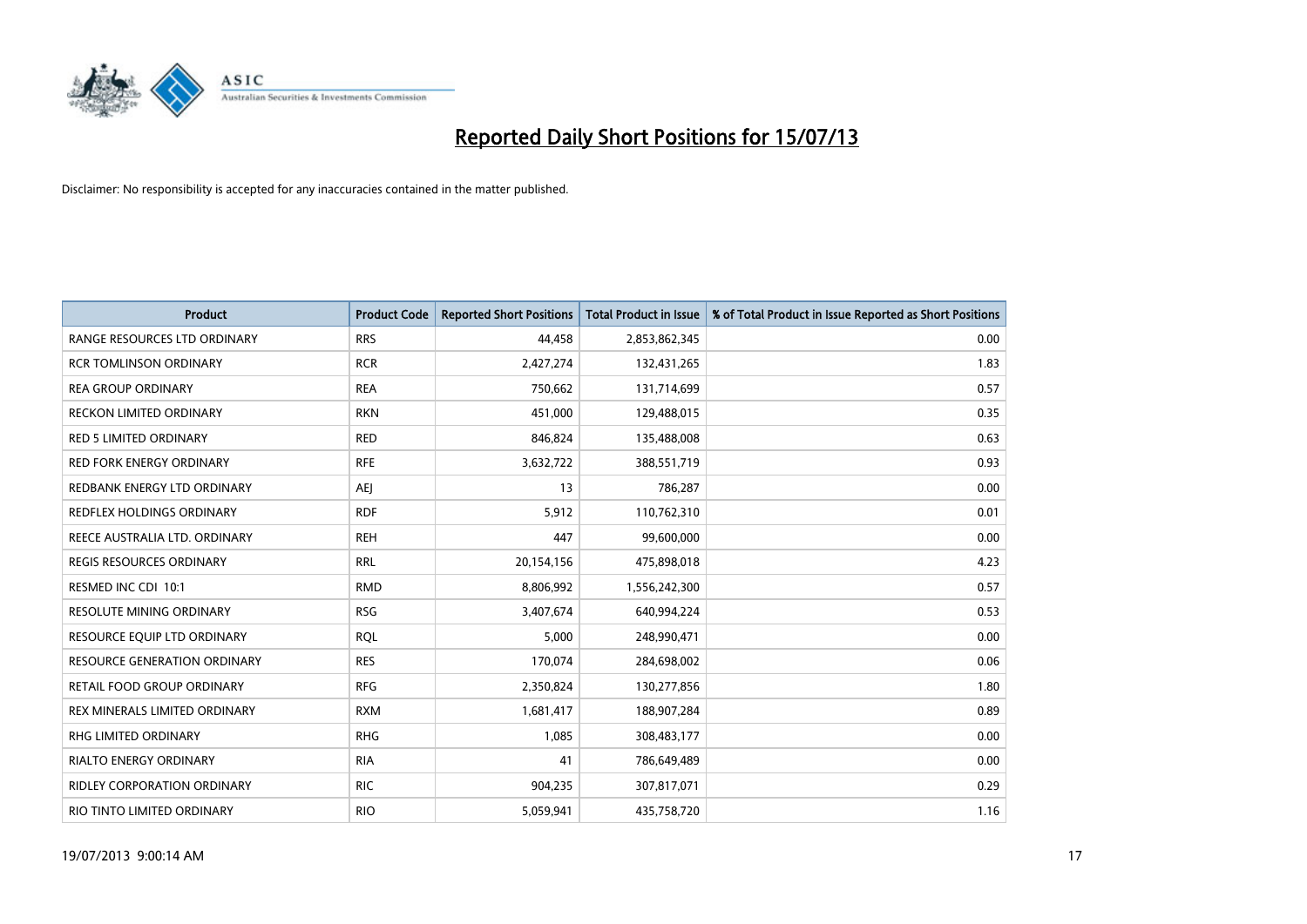# Reported Daily Short Positions for 15/07/13

Disclaimer: No responsibility is accepted for any inaccuracies contained in the matter published.

| Product | Product Code | Reported Short Positions | Total Product in Issue | % of Total Product in Issue Reported as Short Positions |
|---|---|---|---|---|
| RANGE RESOURCES LTD ORDINARY | RRS | 44,458 | 2,853,862,345 | 0.00 |
| RCR TOMLINSON ORDINARY | RCR | 2,427,274 | 132,431,265 | 1.83 |
| REA GROUP ORDINARY | REA | 750,662 | 131,714,699 | 0.57 |
| RECKON LIMITED ORDINARY | RKN | 451,000 | 129,488,015 | 0.35 |
| RED 5 LIMITED ORDINARY | RED | 846,824 | 135,488,008 | 0.63 |
| RED FORK ENERGY ORDINARY | RFE | 3,632,722 | 388,551,719 | 0.93 |
| REDBANK ENERGY LTD ORDINARY | AEJ | 13 | 786,287 | 0.00 |
| REDFLEX HOLDINGS ORDINARY | RDF | 5,912 | 110,762,310 | 0.01 |
| REECE AUSTRALIA LTD. ORDINARY | REH | 447 | 99,600,000 | 0.00 |
| REGIS RESOURCES ORDINARY | RRL | 20,154,156 | 475,898,018 | 4.23 |
| RESMED INC CDI 10:1 | RMD | 8,806,992 | 1,556,242,300 | 0.57 |
| RESOLUTE MINING ORDINARY | RSG | 3,407,674 | 640,994,224 | 0.53 |
| RESOURCE EQUIP LTD ORDINARY | RQL | 5,000 | 248,990,471 | 0.00 |
| RESOURCE GENERATION ORDINARY | RES | 170,074 | 284,698,002 | 0.06 |
| RETAIL FOOD GROUP ORDINARY | RFG | 2,350,824 | 130,277,856 | 1.80 |
| REX MINERALS LIMITED ORDINARY | RXM | 1,681,417 | 188,907,284 | 0.89 |
| RHG LIMITED ORDINARY | RHG | 1,085 | 308,483,177 | 0.00 |
| RIALTO ENERGY ORDINARY | RIA | 41 | 786,649,489 | 0.00 |
| RIDLEY CORPORATION ORDINARY | RIC | 904,235 | 307,817,071 | 0.29 |
| RIO TINTO LIMITED ORDINARY | RIO | 5,059,941 | 435,758,720 | 1.16 |

19/07/2013 9:00:14 AM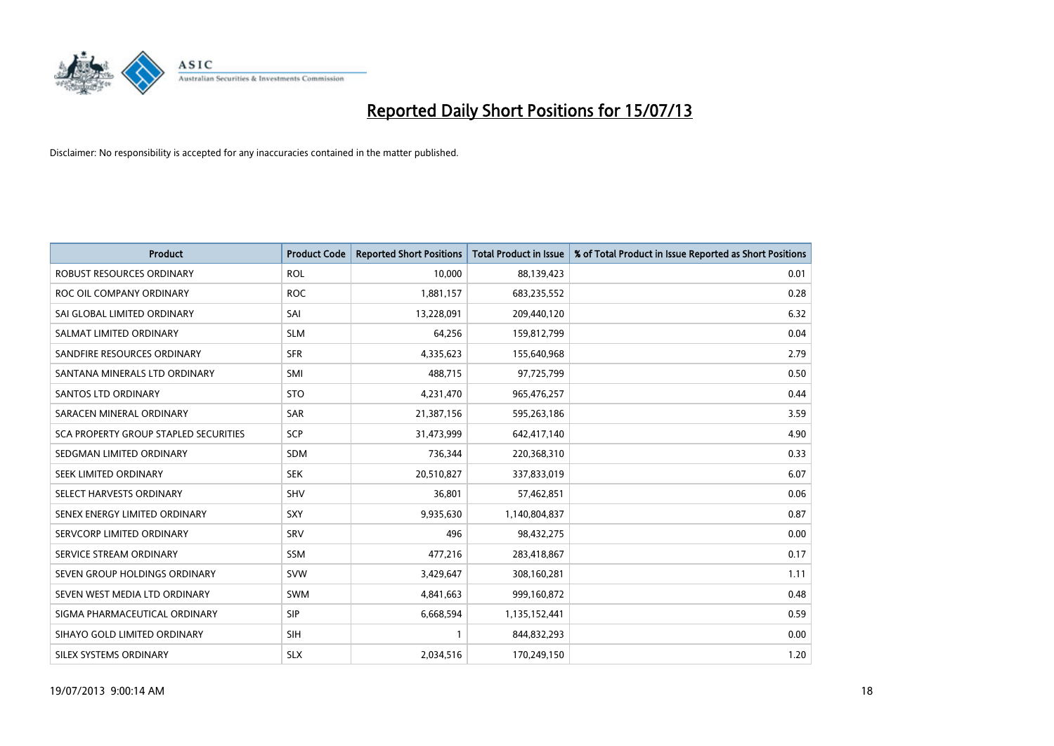# Reported Daily Short Positions for 15/07/13

Disclaimer: No responsibility is accepted for any inaccuracies contained in the matter published.

| Product | Product Code | Reported Short Positions | Total Product in Issue | % of Total Product in Issue Reported as Short Positions |
|---|---|---|---|---|
| ROBUST RESOURCES ORDINARY | ROL | 10,000 | 88,139,423 | 0.01 |
| ROC OIL COMPANY ORDINARY | ROC | 1,881,157 | 683,235,552 | 0.28 |
| SAI GLOBAL LIMITED ORDINARY | SAI | 13,228,091 | 209,440,120 | 6.32 |
| SALMAT LIMITED ORDINARY | SLM | 64,256 | 159,812,799 | 0.04 |
| SANDFIRE RESOURCES ORDINARY | SFR | 4,335,623 | 155,640,968 | 2.79 |
| SANTANA MINERALS LTD ORDINARY | SMI | 488,715 | 97,725,799 | 0.50 |
| SANTOS LTD ORDINARY | STO | 4,231,470 | 965,476,257 | 0.44 |
| SARACEN MINERAL ORDINARY | SAR | 21,387,156 | 595,263,186 | 3.59 |
| SCA PROPERTY GROUP STAPLED SECURITIES | SCP | 31,473,999 | 642,417,140 | 4.90 |
| SEDGMAN LIMITED ORDINARY | SDM | 736,344 | 220,368,310 | 0.33 |
| SEEK LIMITED ORDINARY | SEK | 20,510,827 | 337,833,019 | 6.07 |
| SELECT HARVESTS ORDINARY | SHV | 36,801 | 57,462,851 | 0.06 |
| SENEX ENERGY LIMITED ORDINARY | SXY | 9,935,630 | 1,140,804,837 | 0.87 |
| SERVCORP LIMITED ORDINARY | SRV | 496 | 98,432,275 | 0.00 |
| SERVICE STREAM ORDINARY | SSM | 477,216 | 283,418,867 | 0.17 |
| SEVEN GROUP HOLDINGS ORDINARY | SVW | 3,429,647 | 308,160,281 | 1.11 |
| SEVEN WEST MEDIA LTD ORDINARY | SWM | 4,841,663 | 999,160,872 | 0.48 |
| SIGMA PHARMACEUTICAL ORDINARY | SIP | 6,668,594 | 1,135,152,441 | 0.59 |
| SIHAYO GOLD LIMITED ORDINARY | SIH | 1 | 844,832,293 | 0.00 |
| SILEX SYSTEMS ORDINARY | SLX | 2,034,516 | 170,249,150 | 1.20 |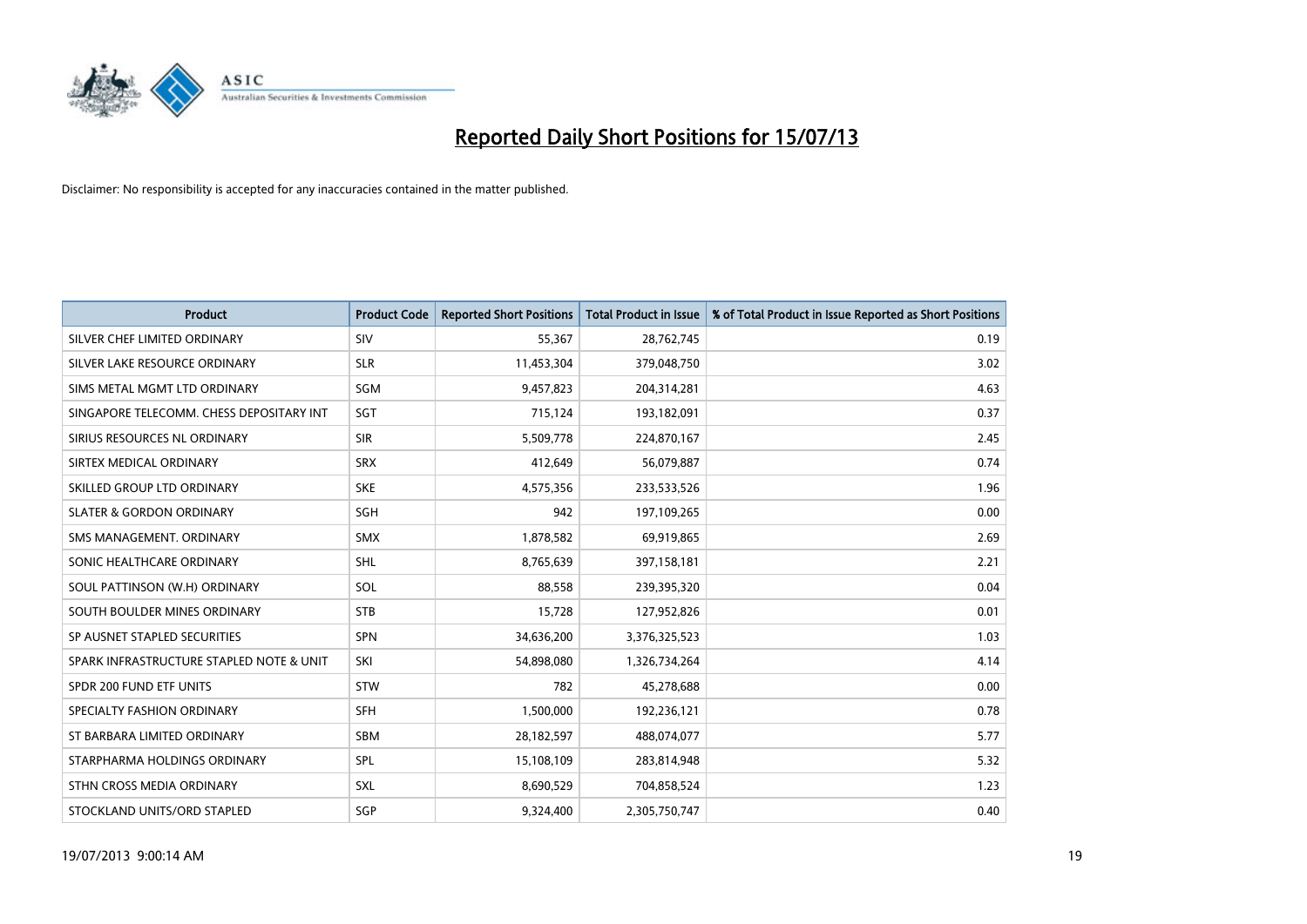# Reported Daily Short Positions for 15/07/13

Disclaimer: No responsibility is accepted for any inaccuracies contained in the matter published.

| Product | Product Code | Reported Short Positions | Total Product in Issue | % of Total Product in Issue Reported as Short Positions |
|---|---|---|---|---|
| SILVER CHEF LIMITED ORDINARY | SIV | 55,367 | 28,762,745 | 0.19 |
| SILVER LAKE RESOURCE ORDINARY | SLR | 11,453,304 | 379,048,750 | 3.02 |
| SIMS METAL MGMT LTD ORDINARY | SGM | 9,457,823 | 204,314,281 | 4.63 |
| SINGAPORE TELECOMM. CHESS DEPOSITARY INT | SGT | 715,124 | 193,182,091 | 0.37 |
| SIRIUS RESOURCES NL ORDINARY | SIR | 5,509,778 | 224,870,167 | 2.45 |
| SIRTEX MEDICAL ORDINARY | SRX | 412,649 | 56,079,887 | 0.74 |
| SKILLED GROUP LTD ORDINARY | SKE | 4,575,356 | 233,533,526 | 1.96 |
| SLATER & GORDON ORDINARY | SGH | 942 | 197,109,265 | 0.00 |
| SMS MANAGEMENT. ORDINARY | SMX | 1,878,582 | 69,919,865 | 2.69 |
| SONIC HEALTHCARE ORDINARY | SHL | 8,765,639 | 397,158,181 | 2.21 |
| SOUL PATTINSON (W.H) ORDINARY | SOL | 88,558 | 239,395,320 | 0.04 |
| SOUTH BOULDER MINES ORDINARY | STB | 15,728 | 127,952,826 | 0.01 |
| SP AUSNET STAPLED SECURITIES | SPN | 34,636,200 | 3,376,325,523 | 1.03 |
| SPARK INFRASTRUCTURE STAPLED NOTE & UNIT | SKI | 54,898,080 | 1,326,734,264 | 4.14 |
| SPDR 200 FUND ETF UNITS | STW | 782 | 45,278,688 | 0.00 |
| SPECIALTY FASHION ORDINARY | SFH | 1,500,000 | 192,236,121 | 0.78 |
| ST BARBARA LIMITED ORDINARY | SBM | 28,182,597 | 488,074,077 | 5.77 |
| STARPHARMA HOLDINGS ORDINARY | SPL | 15,108,109 | 283,814,948 | 5.32 |
| STHN CROSS MEDIA ORDINARY | SXL | 8,690,529 | 704,858,524 | 1.23 |
| STOCKLAND UNITS/ORD STAPLED | SGP | 9,324,400 | 2,305,750,747 | 0.40 |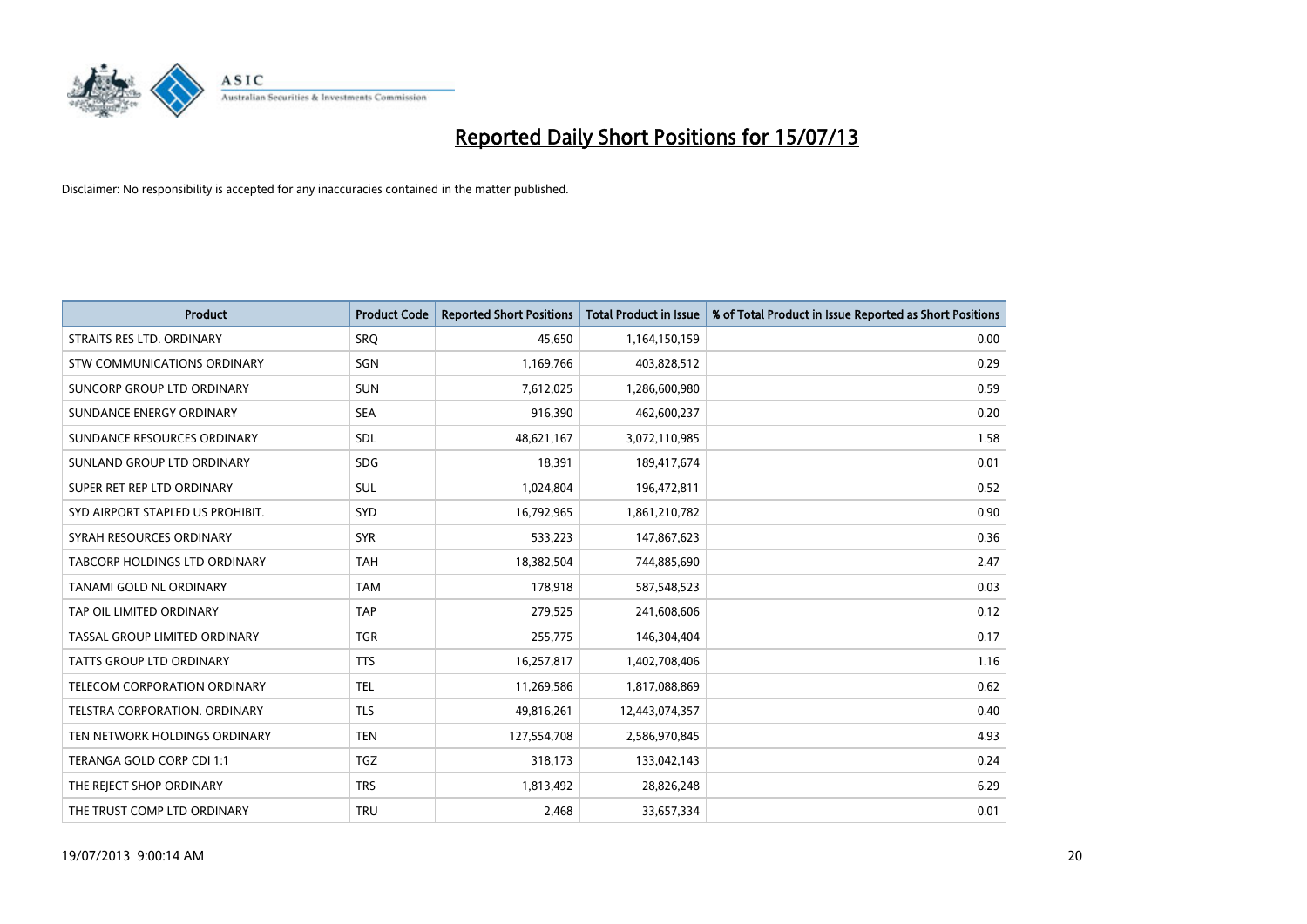# Reported Daily Short Positions for 15/07/13

Disclaimer: No responsibility is accepted for any inaccuracies contained in the matter published.

| Product | Product Code | Reported Short Positions | Total Product in Issue | % of Total Product in Issue Reported as Short Positions |
|---|---|---|---|---|
| STRAITS RES LTD. ORDINARY | SRQ | 45,650 | 1,164,150,159 | 0.00 |
| STW COMMUNICATIONS ORDINARY | SGN | 1,169,766 | 403,828,512 | 0.29 |
| SUNCORP GROUP LTD ORDINARY | SUN | 7,612,025 | 1,286,600,980 | 0.59 |
| SUNDANCE ENERGY ORDINARY | SEA | 916,390 | 462,600,237 | 0.20 |
| SUNDANCE RESOURCES ORDINARY | SDL | 48,621,167 | 3,072,110,985 | 1.58 |
| SUNLAND GROUP LTD ORDINARY | SDG | 18,391 | 189,417,674 | 0.01 |
| SUPER RET REP LTD ORDINARY | SUL | 1,024,804 | 196,472,811 | 0.52 |
| SYD AIRPORT STAPLED US PROHIBIT. | SYD | 16,792,965 | 1,861,210,782 | 0.90 |
| SYRAH RESOURCES ORDINARY | SYR | 533,223 | 147,867,623 | 0.36 |
| TABCORP HOLDINGS LTD ORDINARY | TAH | 18,382,504 | 744,885,690 | 2.47 |
| TANAMI GOLD NL ORDINARY | TAM | 178,918 | 587,548,523 | 0.03 |
| TAP OIL LIMITED ORDINARY | TAP | 279,525 | 241,608,606 | 0.12 |
| TASSAL GROUP LIMITED ORDINARY | TGR | 255,775 | 146,304,404 | 0.17 |
| TATTS GROUP LTD ORDINARY | TTS | 16,257,817 | 1,402,708,406 | 1.16 |
| TELECOM CORPORATION ORDINARY | TEL | 11,269,586 | 1,817,088,869 | 0.62 |
| TELSTRA CORPORATION. ORDINARY | TLS | 49,816,261 | 12,443,074,357 | 0.40 |
| TEN NETWORK HOLDINGS ORDINARY | TEN | 127,554,708 | 2,586,970,845 | 4.93 |
| TERANGA GOLD CORP CDI 1:1 | TGZ | 318,173 | 133,042,143 | 0.24 |
| THE REJECT SHOP ORDINARY | TRS | 1,813,492 | 28,826,248 | 6.29 |
| THE TRUST COMP LTD ORDINARY | TRU | 2,468 | 33,657,334 | 0.01 |

19/07/2013 9:00:14 AM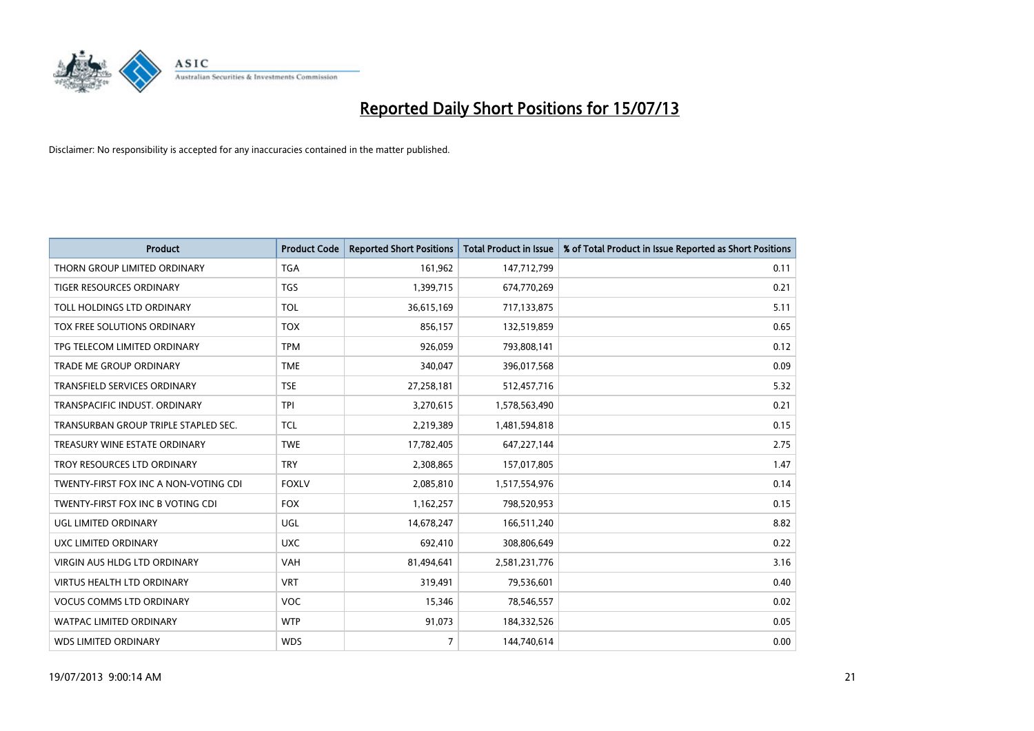# Reported Daily Short Positions for 15/07/13

Disclaimer: No responsibility is accepted for any inaccuracies contained in the matter published.

| Product | Product Code | Reported Short Positions | Total Product in Issue | % of Total Product in Issue Reported as Short Positions |
|---|---|---|---|---|
| THORN GROUP LIMITED ORDINARY | TGA | 161,962 | 147,712,799 | 0.11 |
| TIGER RESOURCES ORDINARY | TGS | 1,399,715 | 674,770,269 | 0.21 |
| TOLL HOLDINGS LTD ORDINARY | TOL | 36,615,169 | 717,133,875 | 5.11 |
| TOX FREE SOLUTIONS ORDINARY | TOX | 856,157 | 132,519,859 | 0.65 |
| TPG TELECOM LIMITED ORDINARY | TPM | 926,059 | 793,808,141 | 0.12 |
| TRADE ME GROUP ORDINARY | TME | 340,047 | 396,017,568 | 0.09 |
| TRANSFIELD SERVICES ORDINARY | TSE | 27,258,181 | 512,457,716 | 5.32 |
| TRANSPACIFIC INDUST. ORDINARY | TPI | 3,270,615 | 1,578,563,490 | 0.21 |
| TRANSURBAN GROUP TRIPLE STAPLED SEC. | TCL | 2,219,389 | 1,481,594,818 | 0.15 |
| TREASURY WINE ESTATE ORDINARY | TWE | 17,782,405 | 647,227,144 | 2.75 |
| TROY RESOURCES LTD ORDINARY | TRY | 2,308,865 | 157,017,805 | 1.47 |
| TWENTY-FIRST FOX INC A NON-VOTING CDI | FOXLV | 2,085,810 | 1,517,554,976 | 0.14 |
| TWENTY-FIRST FOX INC B VOTING CDI | FOX | 1,162,257 | 798,520,953 | 0.15 |
| UGL LIMITED ORDINARY | UGL | 14,678,247 | 166,511,240 | 8.82 |
| UXC LIMITED ORDINARY | UXC | 692,410 | 308,806,649 | 0.22 |
| VIRGIN AUS HLDG LTD ORDINARY | VAH | 81,494,641 | 2,581,231,776 | 3.16 |
| VIRTUS HEALTH LTD ORDINARY | VRT | 319,491 | 79,536,601 | 0.40 |
| VOCUS COMMS LTD ORDINARY | VOC | 15,346 | 78,546,557 | 0.02 |
| WATPAC LIMITED ORDINARY | WTP | 91,073 | 184,332,526 | 0.05 |
| WDS LIMITED ORDINARY | WDS | 7 | 144,740,614 | 0.00 |

19/07/2013 9:00:14 AM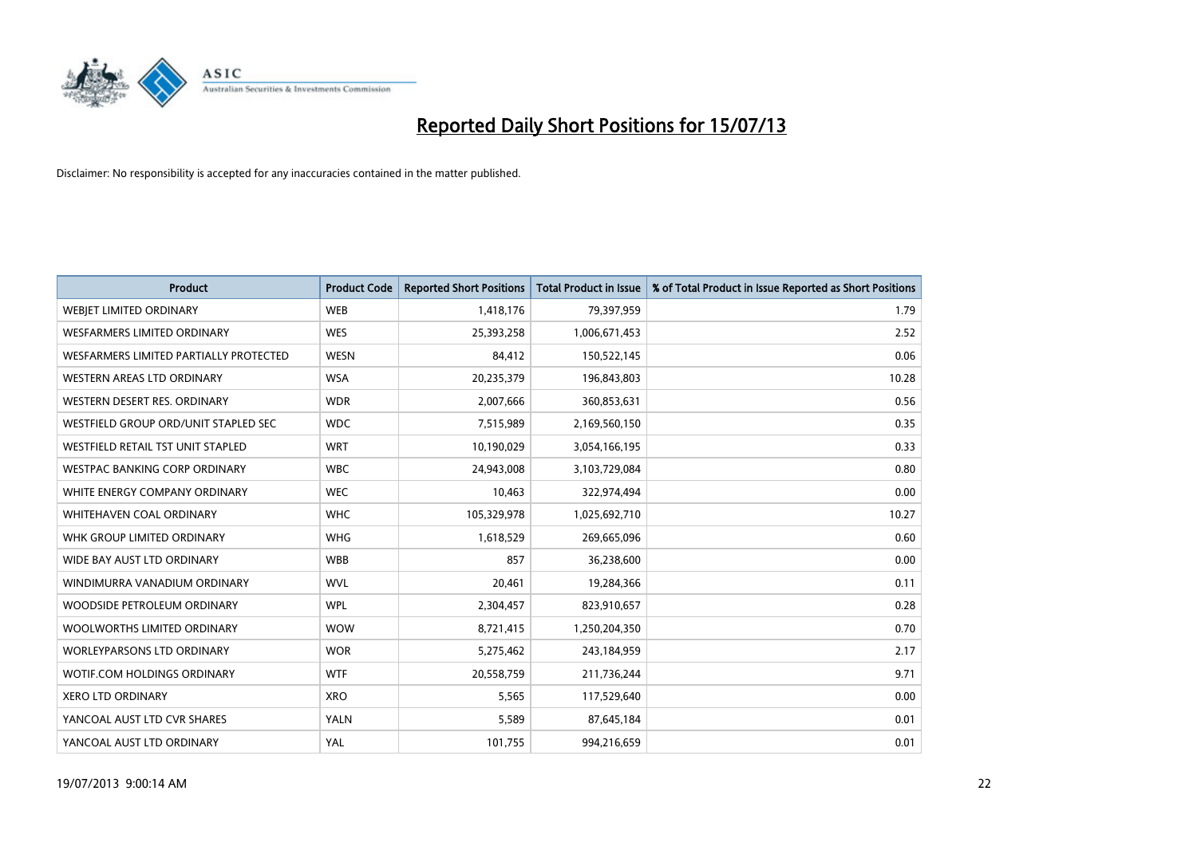# Reported Daily Short Positions for 15/07/13

Disclaimer: No responsibility is accepted for any inaccuracies contained in the matter published.

| Product | Product Code | Reported Short Positions | Total Product in Issue | % of Total Product in Issue Reported as Short Positions |
| --- | --- | --- | --- | --- |
| WEBJET LIMITED ORDINARY | WEB | 1,418,176 | 79,397,959 | 1.79 |
| WESFARMERS LIMITED ORDINARY | WES | 25,393,258 | 1,006,671,453 | 2.52 |
| WESFARMERS LIMITED PARTIALLY PROTECTED | WESN | 84,412 | 150,522,145 | 0.06 |
| WESTERN AREAS LTD ORDINARY | WSA | 20,235,379 | 196,843,803 | 10.28 |
| WESTERN DESERT RES. ORDINARY | WDR | 2,007,666 | 360,853,631 | 0.56 |
| WESTFIELD GROUP ORD/UNIT STAPLED SEC | WDC | 7,515,989 | 2,169,560,150 | 0.35 |
| WESTFIELD RETAIL TST UNIT STAPLED | WRT | 10,190,029 | 3,054,166,195 | 0.33 |
| WESTPAC BANKING CORP ORDINARY | WBC | 24,943,008 | 3,103,729,084 | 0.80 |
| WHITE ENERGY COMPANY ORDINARY | WEC | 10,463 | 322,974,494 | 0.00 |
| WHITEHAVEN COAL ORDINARY | WHC | 105,329,978 | 1,025,692,710 | 10.27 |
| WHK GROUP LIMITED ORDINARY | WHG | 1,618,529 | 269,665,096 | 0.60 |
| WIDE BAY AUST LTD ORDINARY | WBB | 857 | 36,238,600 | 0.00 |
| WINDIMURRA VANADIUM ORDINARY | WVL | 20,461 | 19,284,366 | 0.11 |
| WOODSIDE PETROLEUM ORDINARY | WPL | 2,304,457 | 823,910,657 | 0.28 |
| WOOLWORTHS LIMITED ORDINARY | WOW | 8,721,415 | 1,250,204,350 | 0.70 |
| WORLEYPARSONS LTD ORDINARY | WOR | 5,275,462 | 243,184,959 | 2.17 |
| WOTIF.COM HOLDINGS ORDINARY | WTF | 20,558,759 | 211,736,244 | 9.71 |
| XERO LTD ORDINARY | XRO | 5,565 | 117,529,640 | 0.00 |
| YANCOAL AUST LTD CVR SHARES | YALN | 5,589 | 87,645,184 | 0.01 |
| YANCOAL AUST LTD ORDINARY | YAL | 101,755 | 994,216,659 | 0.01 |

19/07/2013 9:00:14 AM